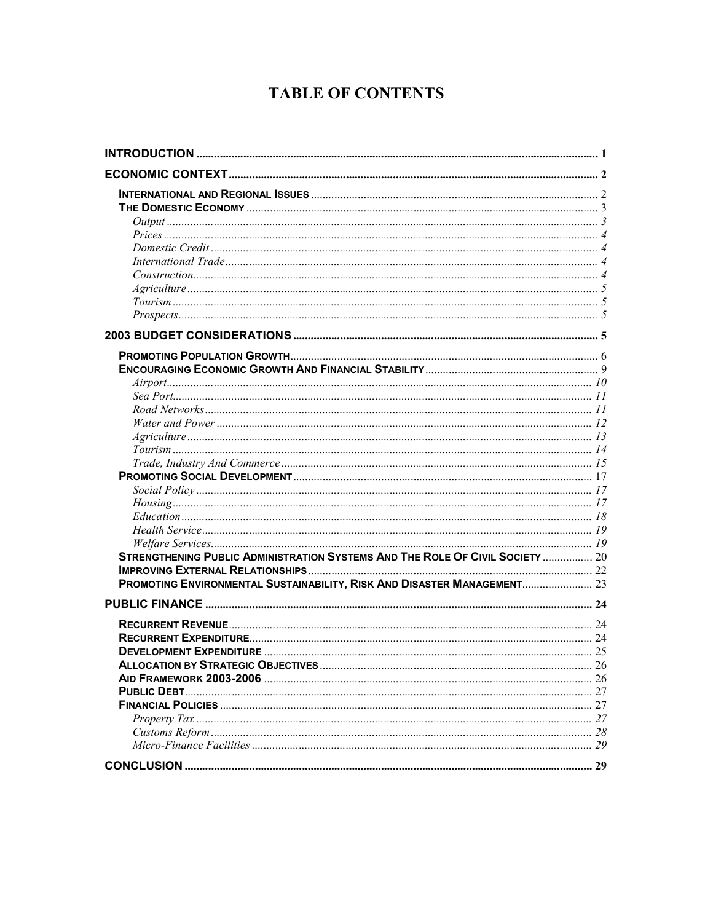# TABLE OF CONTENTS

| | |
|---|---|
| **INTRODUCTION** | **1** |
| **ECONOMIC CONTEXT** | **2** |
| **INTERNATIONAL AND REGIONAL ISSUES** | 2 |
| **THE DOMESTIC ECONOMY** | 3 |
| *Output* | *3* |
| *Prices* | *4* |
| *Domestic Credit* | *4* |
| *International Trade* | *4* |
| *Construction* | *4* |
| *Agriculture* | *5* |
| *Tourism* | *5* |
| *Prospects* | *5* |
| **2003 BUDGET CONSIDERATIONS** | **5** |
| **PROMOTING POPULATION GROWTH** | 6 |
| **ENCOURAGING ECONOMIC GROWTH AND FINANCIAL STABILITY** | 9 |
| *Airport* | *10* |
| *Sea Port* | *11* |
| *Road Networks* | *11* |
| *Water and Power* | *12* |
| *Agriculture* | *13* |
| *Tourism* | *14* |
| *Trade, Industry And Commerce* | *15* |
| **PROMOTING SOCIAL DEVELOPMENT** | 17 |
| *Social Policy* | *17* |
| *Housing* | *17* |
| *Education* | *18* |
| *Health Service* | *19* |
| *Welfare Services* | *19* |
| **STRENGTHENING PUBLIC ADMINISTRATION SYSTEMS AND THE ROLE OF CIVIL SOCIETY** | 20 |
| **IMPROVING EXTERNAL RELATIONSHIPS** | 22 |
| **PROMOTING ENVIRONMENTAL SUSTAINABILITY, RISK AND DISASTER MANAGEMENT** | 23 |
| **PUBLIC FINANCE** | **24** |
| **RECURRENT REVENUE** | 24 |
| **RECURRENT EXPENDITURE** | 24 |
| **DEVELOPMENT EXPENDITURE** | 25 |
| **ALLOCATION BY STRATEGIC OBJECTIVES** | 26 |
| **AID FRAMEWORK 2003-2006** | 26 |
| **PUBLIC DEBT** | 27 |
| **FINANCIAL POLICIES** | 27 |
| *Property Tax* | *27* |
| *Customs Reform* | *28* |
| *Micro-Finance Facilities* | *29* |
| **CONCLUSION** | **29** |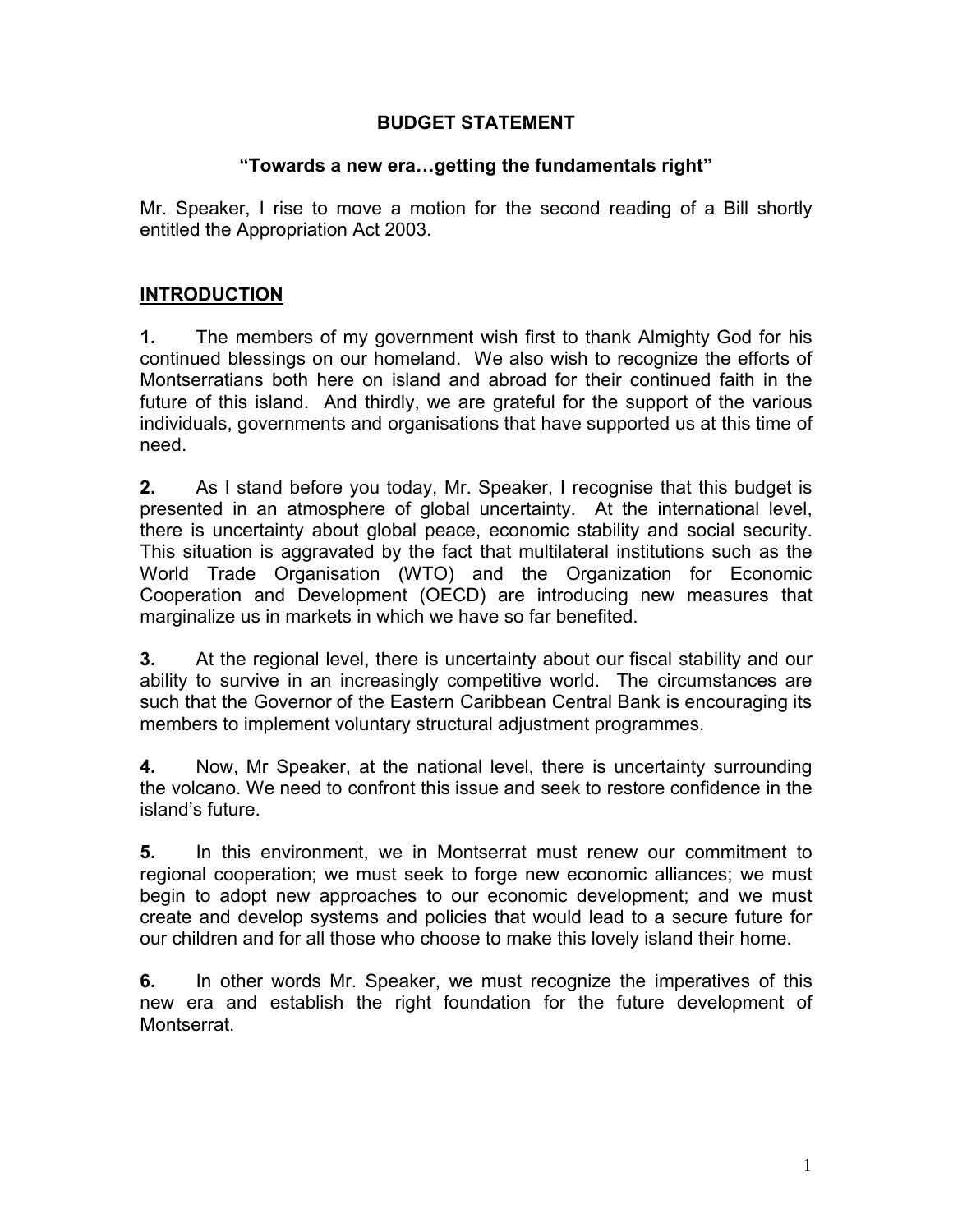**BUDGET STATEMENT**

**"Towards a new era…getting the fundamentals right"**

Mr. Speaker, I rise to move a motion for the second reading of a Bill shortly entitled the Appropriation Act 2003.

## INTRODUCTION

**1.** The members of my government wish first to thank Almighty God for his continued blessings on our homeland. We also wish to recognize the efforts of Montserratians both here on island and abroad for their continued faith in the future of this island. And thirdly, we are grateful for the support of the various individuals, governments and organisations that have supported us at this time of need.

**2.** As I stand before you today, Mr. Speaker, I recognise that this budget is presented in an atmosphere of global uncertainty. At the international level, there is uncertainty about global peace, economic stability and social security. This situation is aggravated by the fact that multilateral institutions such as the World Trade Organisation (WTO) and the Organization for Economic Cooperation and Development (OECD) are introducing new measures that marginalize us in markets in which we have so far benefited.

**3.** At the regional level, there is uncertainty about our fiscal stability and our ability to survive in an increasingly competitive world. The circumstances are such that the Governor of the Eastern Caribbean Central Bank is encouraging its members to implement voluntary structural adjustment programmes.

**4.** Now, Mr Speaker, at the national level, there is uncertainty surrounding the volcano. We need to confront this issue and seek to restore confidence in the island's future.

**5.** In this environment, we in Montserrat must renew our commitment to regional cooperation; we must seek to forge new economic alliances; we must begin to adopt new approaches to our economic development; and we must create and develop systems and policies that would lead to a secure future for our children and for all those who choose to make this lovely island their home.

**6.** In other words Mr. Speaker, we must recognize the imperatives of this new era and establish the right foundation for the future development of Montserrat.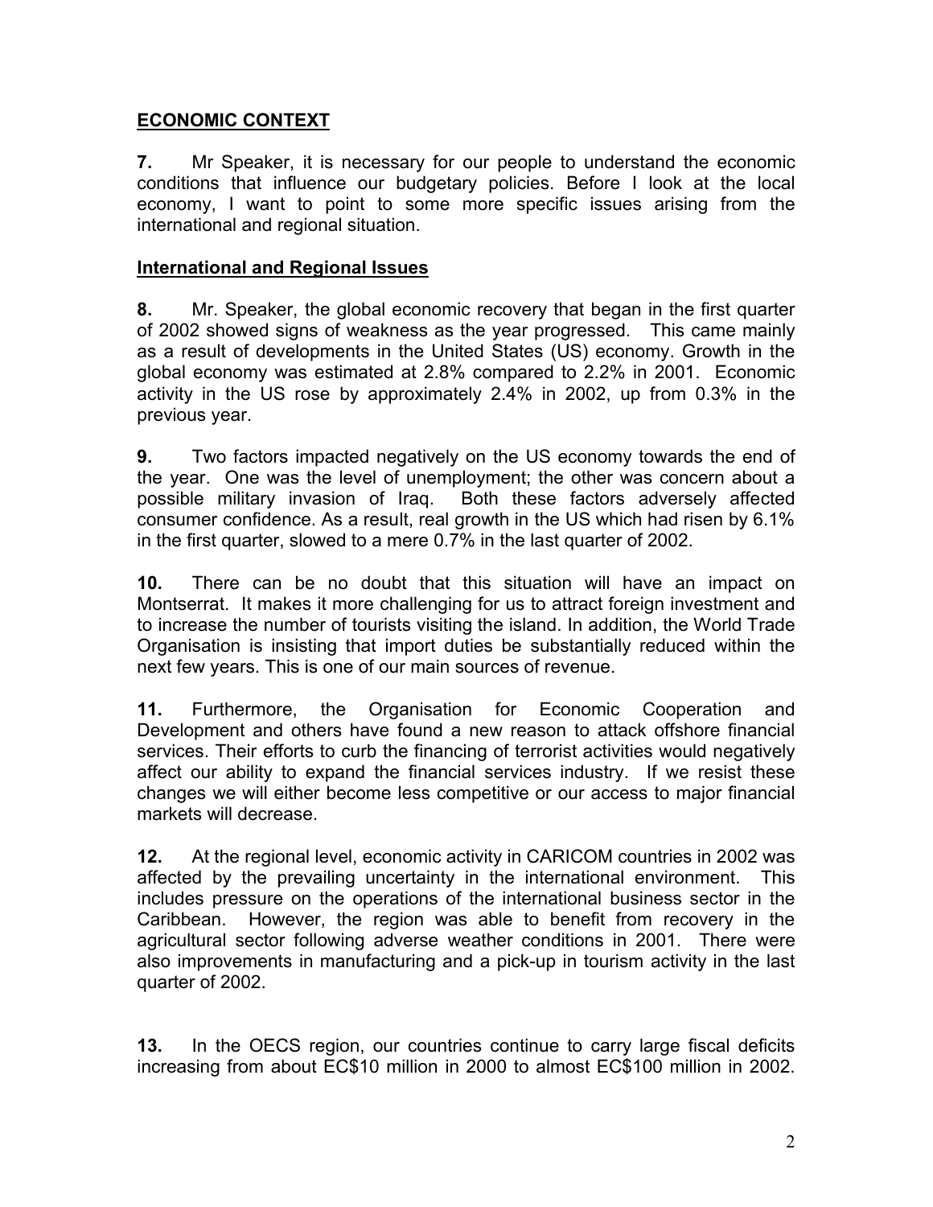## ECONOMIC CONTEXT

**7.** Mr Speaker, it is necessary for our people to understand the economic conditions that influence our budgetary policies. Before I look at the local economy, I want to point to some more specific issues arising from the international and regional situation.

### International and Regional Issues

**8.** Mr. Speaker, the global economic recovery that began in the first quarter of 2002 showed signs of weakness as the year progressed. This came mainly as a result of developments in the United States (US) economy. Growth in the global economy was estimated at 2.8% compared to 2.2% in 2001. Economic activity in the US rose by approximately 2.4% in 2002, up from 0.3% in the previous year.

**9.** Two factors impacted negatively on the US economy towards the end of the year. One was the level of unemployment; the other was concern about a possible military invasion of Iraq. Both these factors adversely affected consumer confidence. As a result, real growth in the US which had risen by 6.1% in the first quarter, slowed to a mere 0.7% in the last quarter of 2002.

**10.** There can be no doubt that this situation will have an impact on Montserrat. It makes it more challenging for us to attract foreign investment and to increase the number of tourists visiting the island. In addition, the World Trade Organisation is insisting that import duties be substantially reduced within the next few years. This is one of our main sources of revenue.

**11.** Furthermore, the Organisation for Economic Cooperation and Development and others have found a new reason to attack offshore financial services. Their efforts to curb the financing of terrorist activities would negatively affect our ability to expand the financial services industry. If we resist these changes we will either become less competitive or our access to major financial markets will decrease.

**12.** At the regional level, economic activity in CARICOM countries in 2002 was affected by the prevailing uncertainty in the international environment. This includes pressure on the operations of the international business sector in the Caribbean. However, the region was able to benefit from recovery in the agricultural sector following adverse weather conditions in 2001. There were also improvements in manufacturing and a pick-up in tourism activity in the last quarter of 2002.

**13.** In the OECS region, our countries continue to carry large fiscal deficits increasing from about EC$10 million in 2000 to almost EC$100 million in 2002.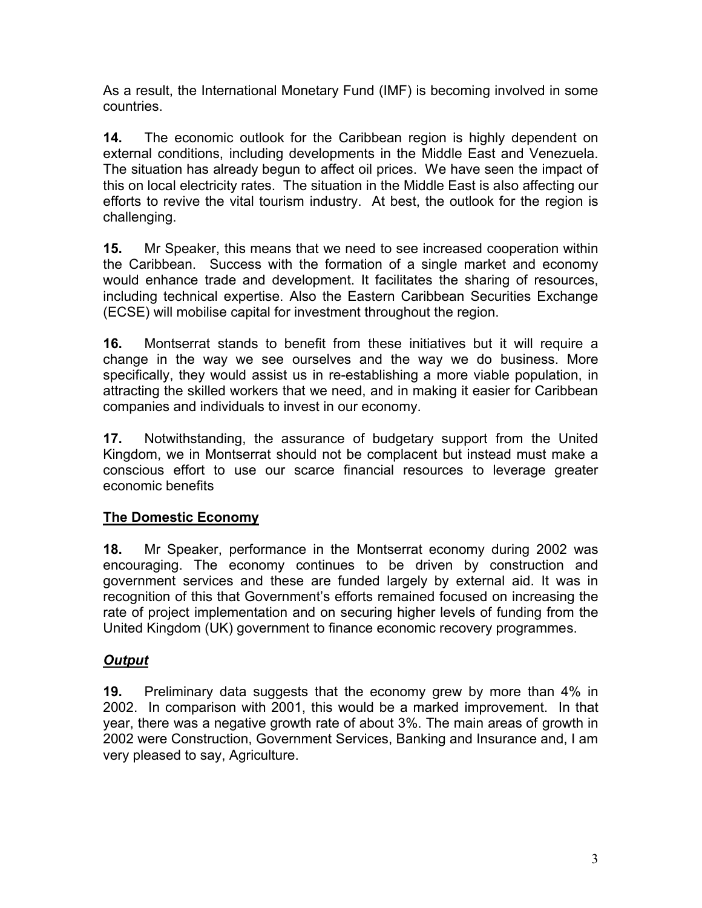As a result, the International Monetary Fund (IMF) is becoming involved in some countries.

**14.** The economic outlook for the Caribbean region is highly dependent on external conditions, including developments in the Middle East and Venezuela. The situation has already begun to affect oil prices. We have seen the impact of this on local electricity rates. The situation in the Middle East is also affecting our efforts to revive the vital tourism industry. At best, the outlook for the region is challenging.

**15.** Mr Speaker, this means that we need to see increased cooperation within the Caribbean. Success with the formation of a single market and economy would enhance trade and development. It facilitates the sharing of resources, including technical expertise. Also the Eastern Caribbean Securities Exchange (ECSE) will mobilise capital for investment throughout the region.

**16.** Montserrat stands to benefit from these initiatives but it will require a change in the way we see ourselves and the way we do business. More specifically, they would assist us in re-establishing a more viable population, in attracting the skilled workers that we need, and in making it easier for Caribbean companies and individuals to invest in our economy.

**17.** Notwithstanding, the assurance of budgetary support from the United Kingdom, we in Montserrat should not be complacent but instead must make a conscious effort to use our scarce financial resources to leverage greater economic benefits

## The Domestic Economy

**18.** Mr Speaker, performance in the Montserrat economy during 2002 was encouraging. The economy continues to be driven by construction and government services and these are funded largely by external aid. It was in recognition of this that Government's efforts remained focused on increasing the rate of project implementation and on securing higher levels of funding from the United Kingdom (UK) government to finance economic recovery programmes.

### *Output*

**19.** Preliminary data suggests that the economy grew by more than 4% in 2002. In comparison with 2001, this would be a marked improvement. In that year, there was a negative growth rate of about 3%. The main areas of growth in 2002 were Construction, Government Services, Banking and Insurance and, I am very pleased to say, Agriculture.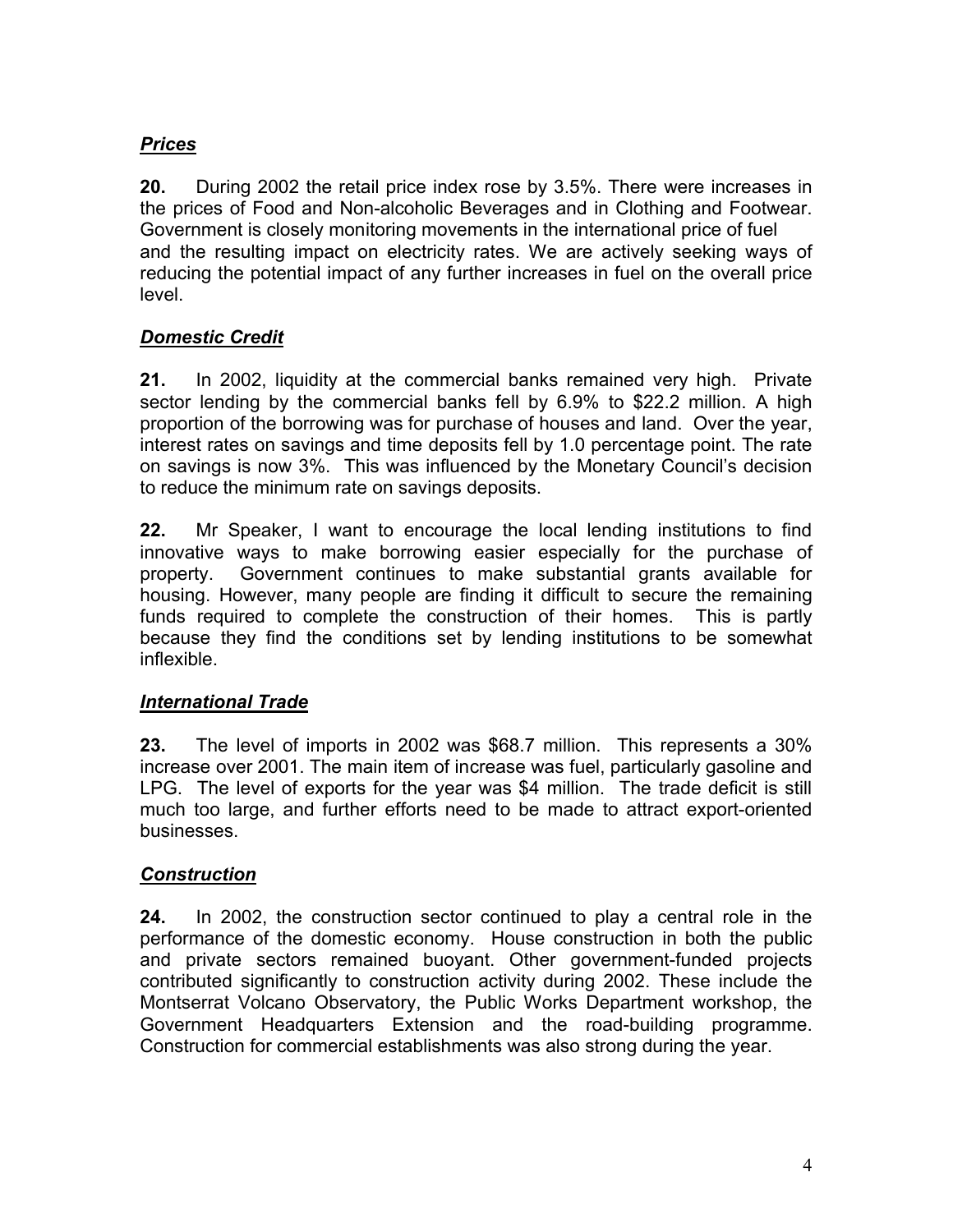***Prices***

**20.** During 2002 the retail price index rose by 3.5%. There were increases in the prices of Food and Non-alcoholic Beverages and in Clothing and Footwear. Government is closely monitoring movements in the international price of fuel and the resulting impact on electricity rates. We are actively seeking ways of reducing the potential impact of any further increases in fuel on the overall price level.

***Domestic Credit***

**21.** In 2002, liquidity at the commercial banks remained very high. Private sector lending by the commercial banks fell by 6.9% to $22.2 million. A high proportion of the borrowing was for purchase of houses and land. Over the year, interest rates on savings and time deposits fell by 1.0 percentage point. The rate on savings is now 3%. This was influenced by the Monetary Council's decision to reduce the minimum rate on savings deposits.

**22.** Mr Speaker, I want to encourage the local lending institutions to find innovative ways to make borrowing easier especially for the purchase of property. Government continues to make substantial grants available for housing. However, many people are finding it difficult to secure the remaining funds required to complete the construction of their homes. This is partly because they find the conditions set by lending institutions to be somewhat inflexible.

***International Trade***

**23.** The level of imports in 2002 was $68.7 million. This represents a 30% increase over 2001. The main item of increase was fuel, particularly gasoline and LPG. The level of exports for the year was $4 million. The trade deficit is still much too large, and further efforts need to be made to attract export-oriented businesses.

***Construction***

**24.** In 2002, the construction sector continued to play a central role in the performance of the domestic economy. House construction in both the public and private sectors remained buoyant. Other government-funded projects contributed significantly to construction activity during 2002. These include the Montserrat Volcano Observatory, the Public Works Department workshop, the Government Headquarters Extension and the road-building programme. Construction for commercial establishments was also strong during the year.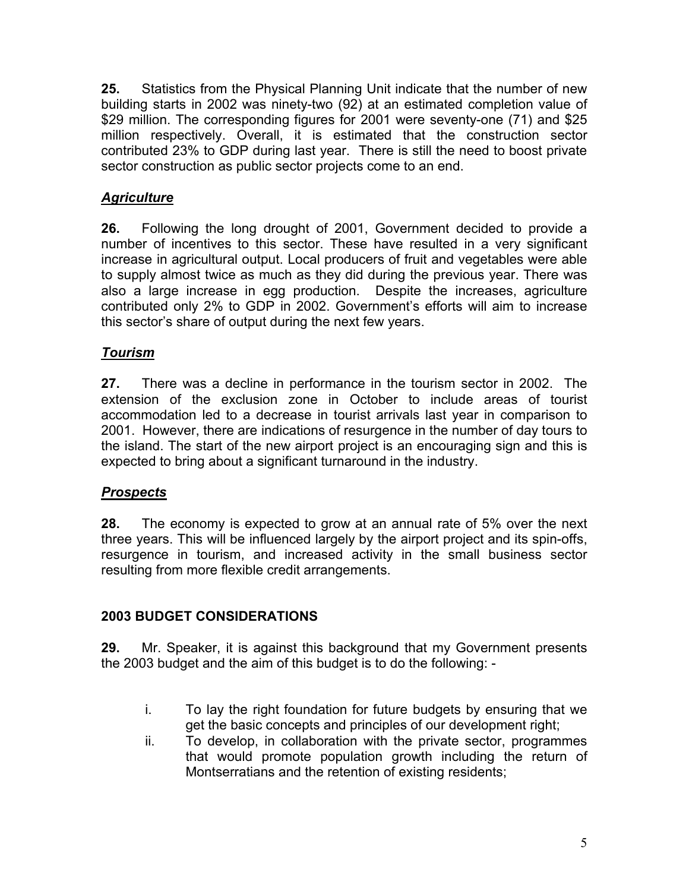**25.** Statistics from the Physical Planning Unit indicate that the number of new building starts in 2002 was ninety-two (92) at an estimated completion value of $29 million. The corresponding figures for 2001 were seventy-one (71) and $25 million respectively. Overall, it is estimated that the construction sector contributed 23% to GDP during last year. There is still the need to boost private sector construction as public sector projects come to an end.

### ***Agriculture***

**26.** Following the long drought of 2001, Government decided to provide a number of incentives to this sector. These have resulted in a very significant increase in agricultural output. Local producers of fruit and vegetables were able to supply almost twice as much as they did during the previous year. There was also a large increase in egg production. Despite the increases, agriculture contributed only 2% to GDP in 2002. Government's efforts will aim to increase this sector's share of output during the next few years.

### ***Tourism***

**27.** There was a decline in performance in the tourism sector in 2002. The extension of the exclusion zone in October to include areas of tourist accommodation led to a decrease in tourist arrivals last year in comparison to 2001. However, there are indications of resurgence in the number of day tours to the island. The start of the new airport project is an encouraging sign and this is expected to bring about a significant turnaround in the industry.

### ***Prospects***

**28.** The economy is expected to grow at an annual rate of 5% over the next three years. This will be influenced largely by the airport project and its spin-offs, resurgence in tourism, and increased activity in the small business sector resulting from more flexible credit arrangements.

## **2003 BUDGET CONSIDERATIONS**

**29.** Mr. Speaker, it is against this background that my Government presents the 2003 budget and the aim of this budget is to do the following: -

i. To lay the right foundation for future budgets by ensuring that we get the basic concepts and principles of our development right;

ii. To develop, in collaboration with the private sector, programmes that would promote population growth including the return of Montserratians and the retention of existing residents;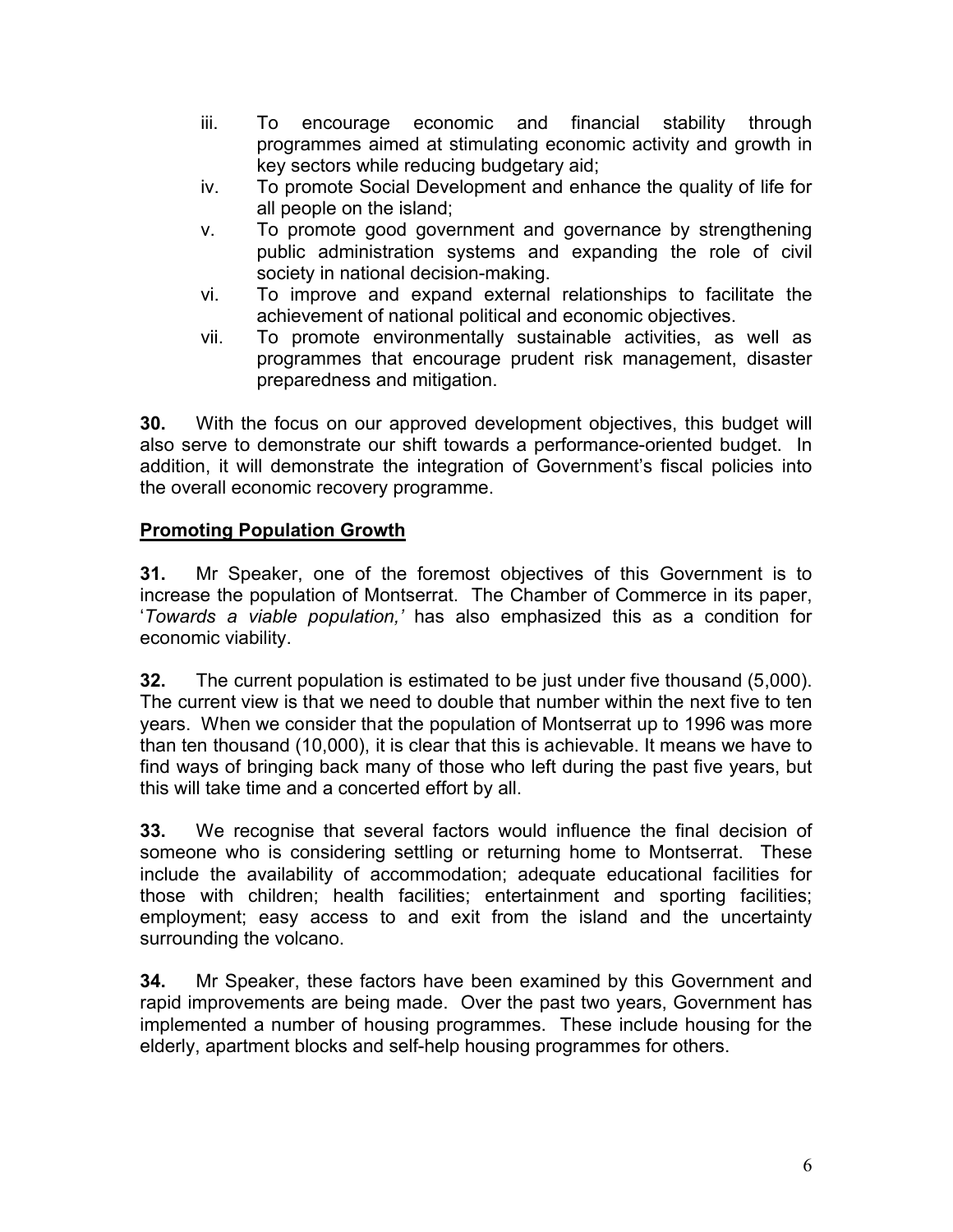iii. To encourage economic and financial stability through programmes aimed at stimulating economic activity and growth in key sectors while reducing budgetary aid;
iv. To promote Social Development and enhance the quality of life for all people on the island;
v. To promote good government and governance by strengthening public administration systems and expanding the role of civil society in national decision-making.
vi. To improve and expand external relationships to facilitate the achievement of national political and economic objectives.
vii. To promote environmentally sustainable activities, as well as programmes that encourage prudent risk management, disaster preparedness and mitigation.

**30.** With the focus on our approved development objectives, this budget will also serve to demonstrate our shift towards a performance-oriented budget. In addition, it will demonstrate the integration of Government's fiscal policies into the overall economic recovery programme.

**Promoting Population Growth**

**31.** Mr Speaker, one of the foremost objectives of this Government is to increase the population of Montserrat. The Chamber of Commerce in its paper, '*Towards a viable population,'* has also emphasized this as a condition for economic viability.

**32.** The current population is estimated to be just under five thousand (5,000). The current view is that we need to double that number within the next five to ten years. When we consider that the population of Montserrat up to 1996 was more than ten thousand (10,000), it is clear that this is achievable. It means we have to find ways of bringing back many of those who left during the past five years, but this will take time and a concerted effort by all.

**33.** We recognise that several factors would influence the final decision of someone who is considering settling or returning home to Montserrat. These include the availability of accommodation; adequate educational facilities for those with children; health facilities; entertainment and sporting facilities; employment; easy access to and exit from the island and the uncertainty surrounding the volcano.

**34.** Mr Speaker, these factors have been examined by this Government and rapid improvements are being made. Over the past two years, Government has implemented a number of housing programmes. These include housing for the elderly, apartment blocks and self-help housing programmes for others.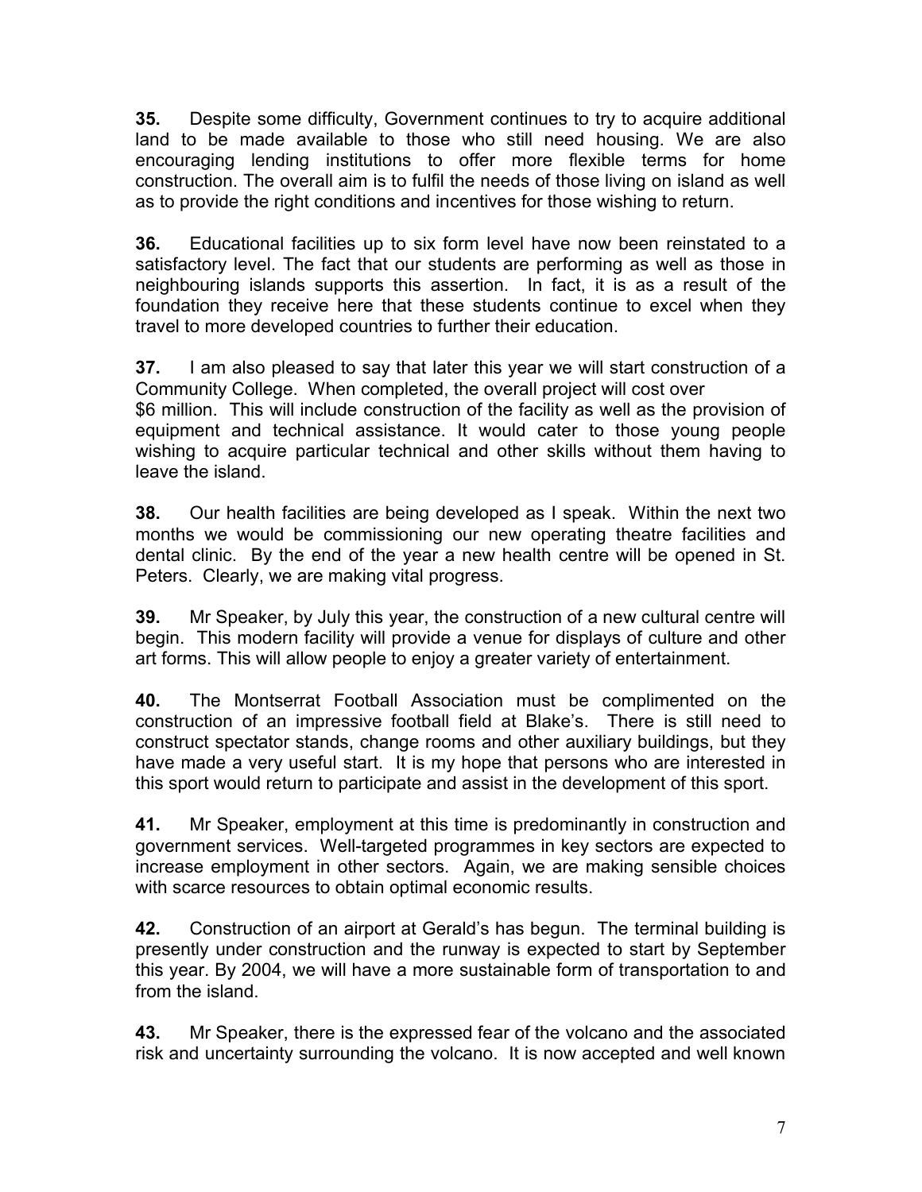**35.** Despite some difficulty, Government continues to try to acquire additional land to be made available to those who still need housing. We are also encouraging lending institutions to offer more flexible terms for home construction. The overall aim is to fulfil the needs of those living on island as well as to provide the right conditions and incentives for those wishing to return.

**36.** Educational facilities up to six form level have now been reinstated to a satisfactory level. The fact that our students are performing as well as those in neighbouring islands supports this assertion. In fact, it is as a result of the foundation they receive here that these students continue to excel when they travel to more developed countries to further their education.

**37.** I am also pleased to say that later this year we will start construction of a Community College. When completed, the overall project will cost over $6 million. This will include construction of the facility as well as the provision of equipment and technical assistance. It would cater to those young people wishing to acquire particular technical and other skills without them having to leave the island.

**38.** Our health facilities are being developed as I speak. Within the next two months we would be commissioning our new operating theatre facilities and dental clinic. By the end of the year a new health centre will be opened in St. Peters. Clearly, we are making vital progress.

**39.** Mr Speaker, by July this year, the construction of a new cultural centre will begin. This modern facility will provide a venue for displays of culture and other art forms. This will allow people to enjoy a greater variety of entertainment.

**40.** The Montserrat Football Association must be complimented on the construction of an impressive football field at Blake's. There is still need to construct spectator stands, change rooms and other auxiliary buildings, but they have made a very useful start. It is my hope that persons who are interested in this sport would return to participate and assist in the development of this sport.

**41.** Mr Speaker, employment at this time is predominantly in construction and government services. Well-targeted programmes in key sectors are expected to increase employment in other sectors. Again, we are making sensible choices with scarce resources to obtain optimal economic results.

**42.** Construction of an airport at Gerald's has begun. The terminal building is presently under construction and the runway is expected to start by September this year. By 2004, we will have a more sustainable form of transportation to and from the island.

**43.** Mr Speaker, there is the expressed fear of the volcano and the associated risk and uncertainty surrounding the volcano. It is now accepted and well known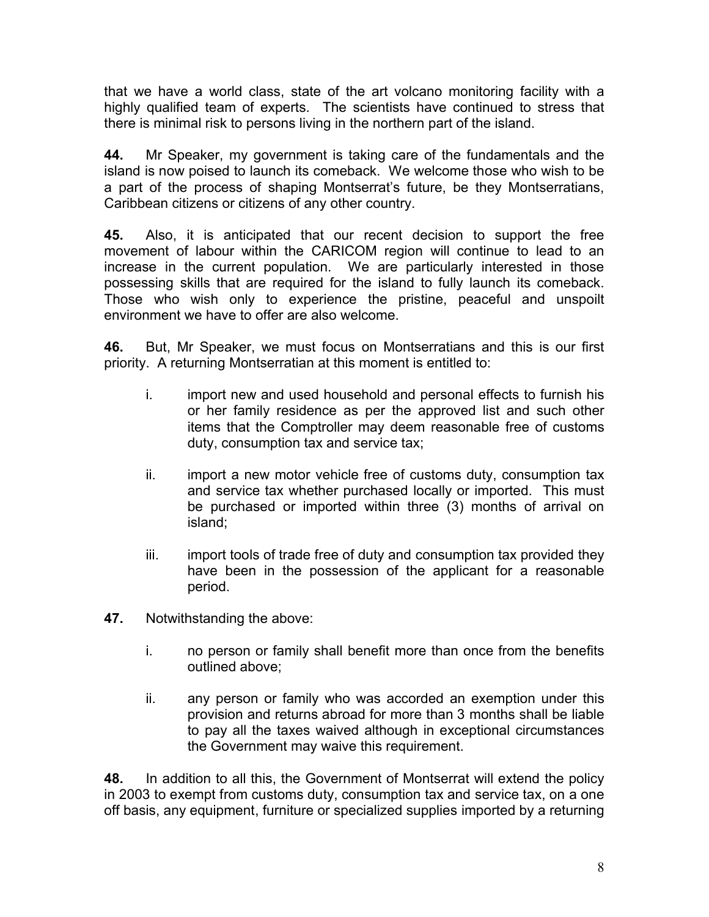that we have a world class, state of the art volcano monitoring facility with a highly qualified team of experts. The scientists have continued to stress that there is minimal risk to persons living in the northern part of the island.

**44.** Mr Speaker, my government is taking care of the fundamentals and the island is now poised to launch its comeback. We welcome those who wish to be a part of the process of shaping Montserrat's future, be they Montserratians, Caribbean citizens or citizens of any other country.

**45.** Also, it is anticipated that our recent decision to support the free movement of labour within the CARICOM region will continue to lead to an increase in the current population. We are particularly interested in those possessing skills that are required for the island to fully launch its comeback. Those who wish only to experience the pristine, peaceful and unspoilt environment we have to offer are also welcome.

**46.** But, Mr Speaker, we must focus on Montserratians and this is our first priority. A returning Montserratian at this moment is entitled to:

i. import new and used household and personal effects to furnish his or her family residence as per the approved list and such other items that the Comptroller may deem reasonable free of customs duty, consumption tax and service tax;

ii. import a new motor vehicle free of customs duty, consumption tax and service tax whether purchased locally or imported. This must be purchased or imported within three (3) months of arrival on island;

iii. import tools of trade free of duty and consumption tax provided they have been in the possession of the applicant for a reasonable period.

**47.** Notwithstanding the above:

i. no person or family shall benefit more than once from the benefits outlined above;

ii. any person or family who was accorded an exemption under this provision and returns abroad for more than 3 months shall be liable to pay all the taxes waived although in exceptional circumstances the Government may waive this requirement.

**48.** In addition to all this, the Government of Montserrat will extend the policy in 2003 to exempt from customs duty, consumption tax and service tax, on a one off basis, any equipment, furniture or specialized supplies imported by a returning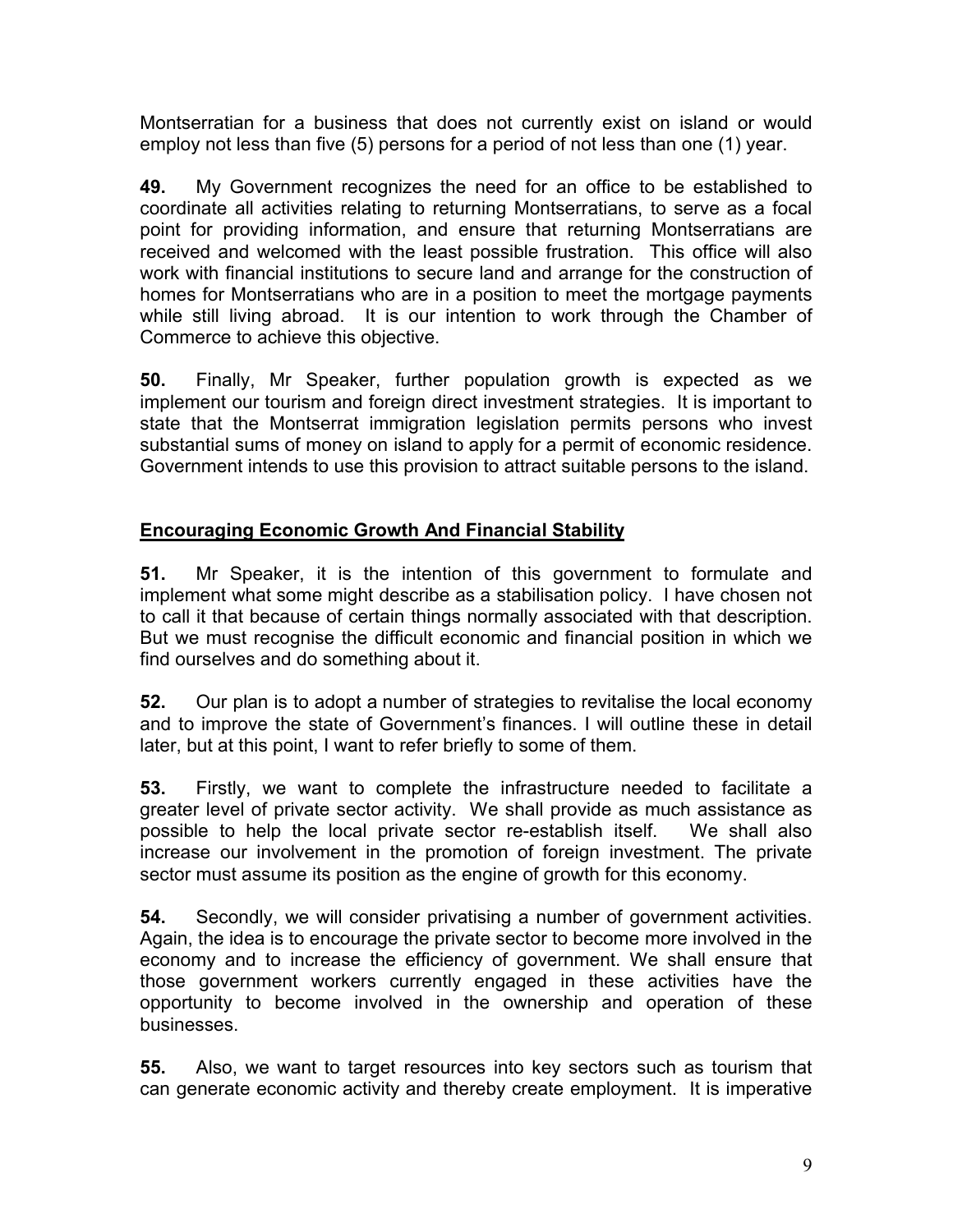Montserratian for a business that does not currently exist on island or would employ not less than five (5) persons for a period of not less than one (1) year.

**49.** My Government recognizes the need for an office to be established to coordinate all activities relating to returning Montserratians, to serve as a focal point for providing information, and ensure that returning Montserratians are received and welcomed with the least possible frustration. This office will also work with financial institutions to secure land and arrange for the construction of homes for Montserratians who are in a position to meet the mortgage payments while still living abroad. It is our intention to work through the Chamber of Commerce to achieve this objective.

**50.** Finally, Mr Speaker, further population growth is expected as we implement our tourism and foreign direct investment strategies. It is important to state that the Montserrat immigration legislation permits persons who invest substantial sums of money on island to apply for a permit of economic residence. Government intends to use this provision to attract suitable persons to the island.

## Encouraging Economic Growth And Financial Stability

**51.** Mr Speaker, it is the intention of this government to formulate and implement what some might describe as a stabilisation policy. I have chosen not to call it that because of certain things normally associated with that description. But we must recognise the difficult economic and financial position in which we find ourselves and do something about it.

**52.** Our plan is to adopt a number of strategies to revitalise the local economy and to improve the state of Government's finances. I will outline these in detail later, but at this point, I want to refer briefly to some of them.

**53.** Firstly, we want to complete the infrastructure needed to facilitate a greater level of private sector activity. We shall provide as much assistance as possible to help the local private sector re-establish itself. We shall also increase our involvement in the promotion of foreign investment. The private sector must assume its position as the engine of growth for this economy.

**54.** Secondly, we will consider privatising a number of government activities. Again, the idea is to encourage the private sector to become more involved in the economy and to increase the efficiency of government. We shall ensure that those government workers currently engaged in these activities have the opportunity to become involved in the ownership and operation of these businesses.

**55.** Also, we want to target resources into key sectors such as tourism that can generate economic activity and thereby create employment. It is imperative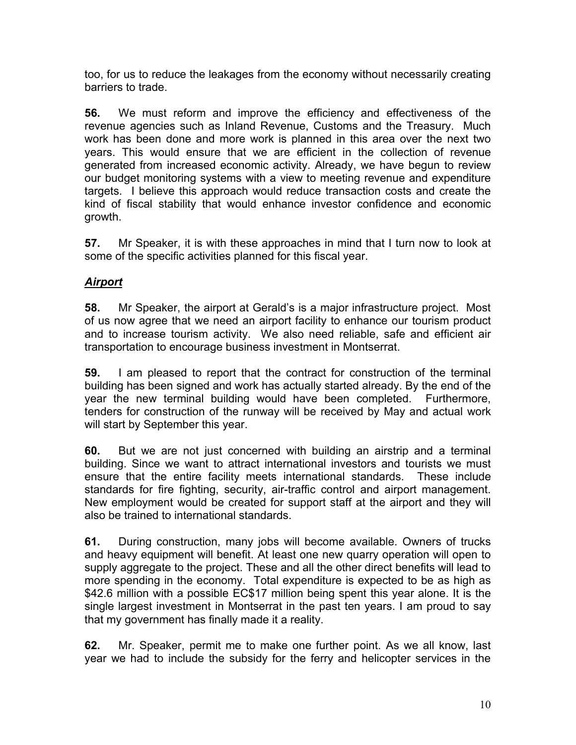too, for us to reduce the leakages from the economy without necessarily creating barriers to trade.

**56.** We must reform and improve the efficiency and effectiveness of the revenue agencies such as Inland Revenue, Customs and the Treasury. Much work has been done and more work is planned in this area over the next two years. This would ensure that we are efficient in the collection of revenue generated from increased economic activity. Already, we have begun to review our budget monitoring systems with a view to meeting revenue and expenditure targets. I believe this approach would reduce transaction costs and create the kind of fiscal stability that would enhance investor confidence and economic growth.

**57.** Mr Speaker, it is with these approaches in mind that I turn now to look at some of the specific activities planned for this fiscal year.

***Airport***

**58.** Mr Speaker, the airport at Gerald's is a major infrastructure project. Most of us now agree that we need an airport facility to enhance our tourism product and to increase tourism activity. We also need reliable, safe and efficient air transportation to encourage business investment in Montserrat.

**59.** I am pleased to report that the contract for construction of the terminal building has been signed and work has actually started already. By the end of the year the new terminal building would have been completed. Furthermore, tenders for construction of the runway will be received by May and actual work will start by September this year.

**60.** But we are not just concerned with building an airstrip and a terminal building. Since we want to attract international investors and tourists we must ensure that the entire facility meets international standards. These include standards for fire fighting, security, air-traffic control and airport management. New employment would be created for support staff at the airport and they will also be trained to international standards.

**61.** During construction, many jobs will become available. Owners of trucks and heavy equipment will benefit. At least one new quarry operation will open to supply aggregate to the project. These and all the other direct benefits will lead to more spending in the economy. Total expenditure is expected to be as high as $42.6 million with a possible EC$17 million being spent this year alone. It is the single largest investment in Montserrat in the past ten years. I am proud to say that my government has finally made it a reality.

**62.** Mr. Speaker, permit me to make one further point. As we all know, last year we had to include the subsidy for the ferry and helicopter services in the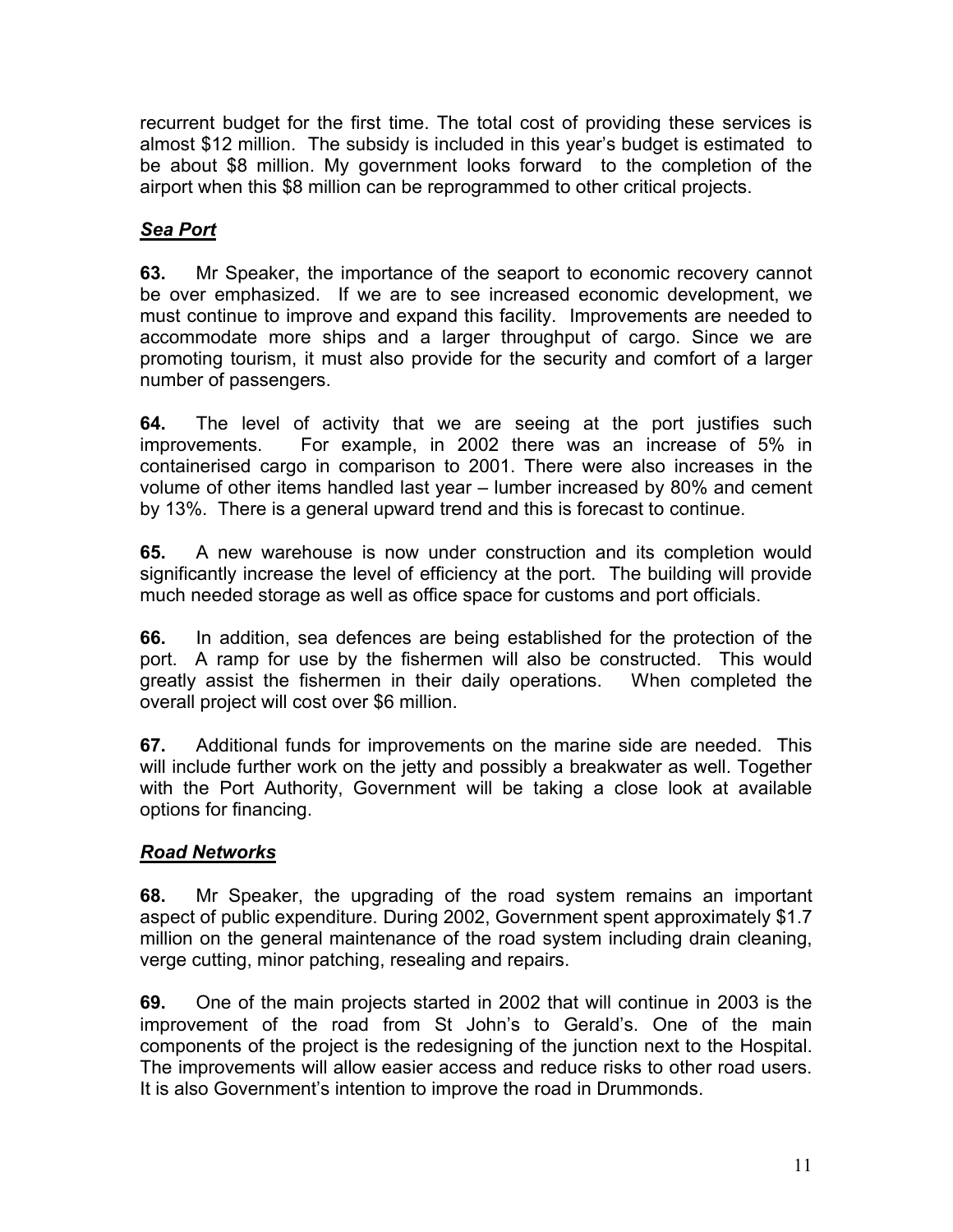recurrent budget for the first time. The total cost of providing these services is almost $12 million. The subsidy is included in this year's budget is estimated to be about $8 million. My government looks forward to the completion of the airport when this $8 million can be reprogrammed to other critical projects.

### ***Sea Port***

**63.** Mr Speaker, the importance of the seaport to economic recovery cannot be over emphasized. If we are to see increased economic development, we must continue to improve and expand this facility. Improvements are needed to accommodate more ships and a larger throughput of cargo. Since we are promoting tourism, it must also provide for the security and comfort of a larger number of passengers.

**64.** The level of activity that we are seeing at the port justifies such improvements. For example, in 2002 there was an increase of 5% in containerised cargo in comparison to 2001. There were also increases in the volume of other items handled last year – lumber increased by 80% and cement by 13%. There is a general upward trend and this is forecast to continue.

**65.** A new warehouse is now under construction and its completion would significantly increase the level of efficiency at the port. The building will provide much needed storage as well as office space for customs and port officials.

**66.** In addition, sea defences are being established for the protection of the port. A ramp for use by the fishermen will also be constructed. This would greatly assist the fishermen in their daily operations. When completed the overall project will cost over $6 million.

**67.** Additional funds for improvements on the marine side are needed. This will include further work on the jetty and possibly a breakwater as well. Together with the Port Authority, Government will be taking a close look at available options for financing.

### ***Road Networks***

**68.** Mr Speaker, the upgrading of the road system remains an important aspect of public expenditure. During 2002, Government spent approximately $1.7 million on the general maintenance of the road system including drain cleaning, verge cutting, minor patching, resealing and repairs.

**69.** One of the main projects started in 2002 that will continue in 2003 is the improvement of the road from St John's to Gerald's. One of the main components of the project is the redesigning of the junction next to the Hospital. The improvements will allow easier access and reduce risks to other road users. It is also Government's intention to improve the road in Drummonds.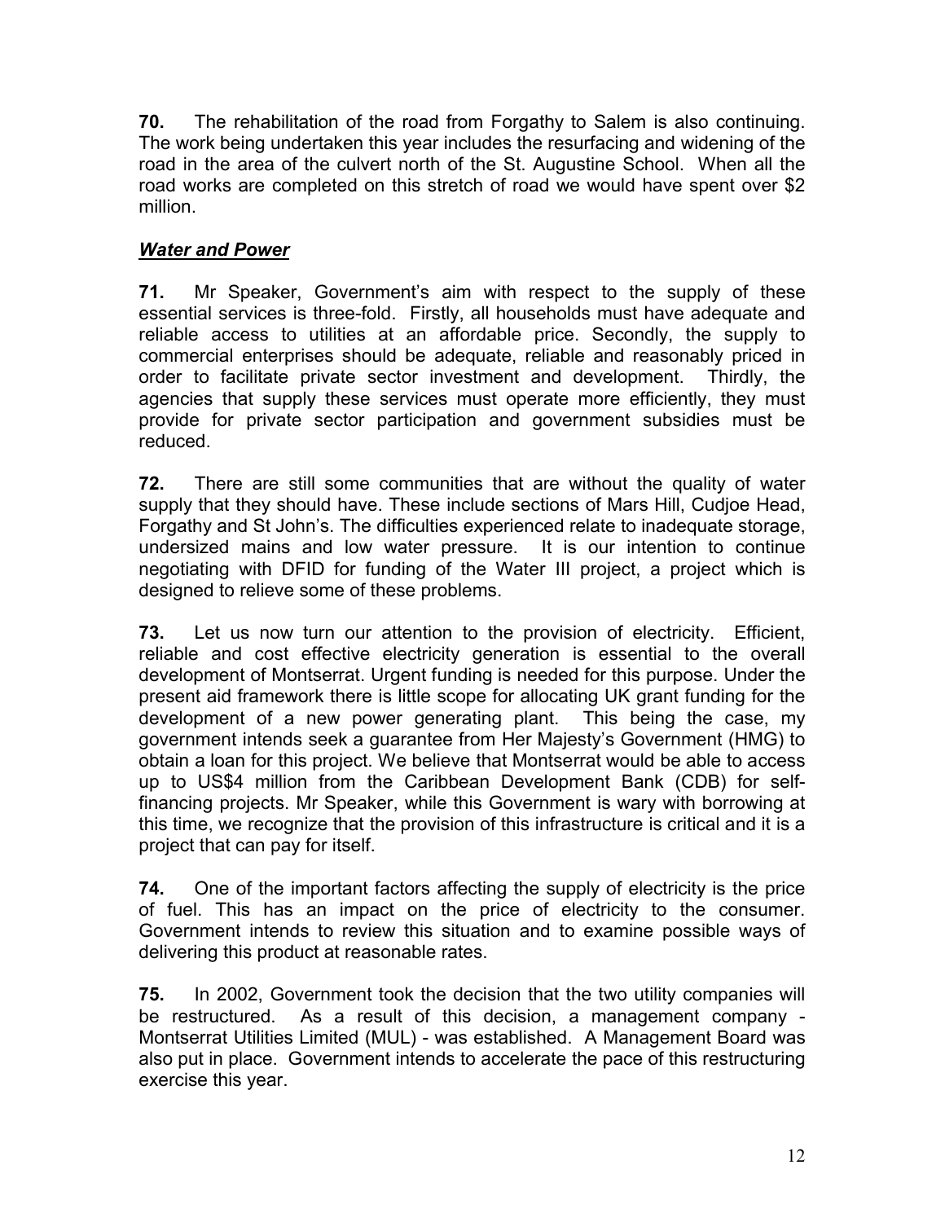**70.** The rehabilitation of the road from Forgathy to Salem is also continuing. The work being undertaken this year includes the resurfacing and widening of the road in the area of the culvert north of the St. Augustine School. When all the road works are completed on this stretch of road we would have spent over $2 million.

***Water and Power***

**71.** Mr Speaker, Government's aim with respect to the supply of these essential services is three-fold. Firstly, all households must have adequate and reliable access to utilities at an affordable price. Secondly, the supply to commercial enterprises should be adequate, reliable and reasonably priced in order to facilitate private sector investment and development. Thirdly, the agencies that supply these services must operate more efficiently, they must provide for private sector participation and government subsidies must be reduced.

**72.** There are still some communities that are without the quality of water supply that they should have. These include sections of Mars Hill, Cudjoe Head, Forgathy and St John's. The difficulties experienced relate to inadequate storage, undersized mains and low water pressure. It is our intention to continue negotiating with DFID for funding of the Water III project, a project which is designed to relieve some of these problems.

**73.** Let us now turn our attention to the provision of electricity. Efficient, reliable and cost effective electricity generation is essential to the overall development of Montserrat. Urgent funding is needed for this purpose. Under the present aid framework there is little scope for allocating UK grant funding for the development of a new power generating plant. This being the case, my government intends seek a guarantee from Her Majesty's Government (HMG) to obtain a loan for this project. We believe that Montserrat would be able to access up to US$4 million from the Caribbean Development Bank (CDB) for self-financing projects. Mr Speaker, while this Government is wary with borrowing at this time, we recognize that the provision of this infrastructure is critical and it is a project that can pay for itself.

**74.** One of the important factors affecting the supply of electricity is the price of fuel. This has an impact on the price of electricity to the consumer. Government intends to review this situation and to examine possible ways of delivering this product at reasonable rates.

**75.** In 2002, Government took the decision that the two utility companies will be restructured. As a result of this decision, a management company - Montserrat Utilities Limited (MUL) - was established. A Management Board was also put in place. Government intends to accelerate the pace of this restructuring exercise this year.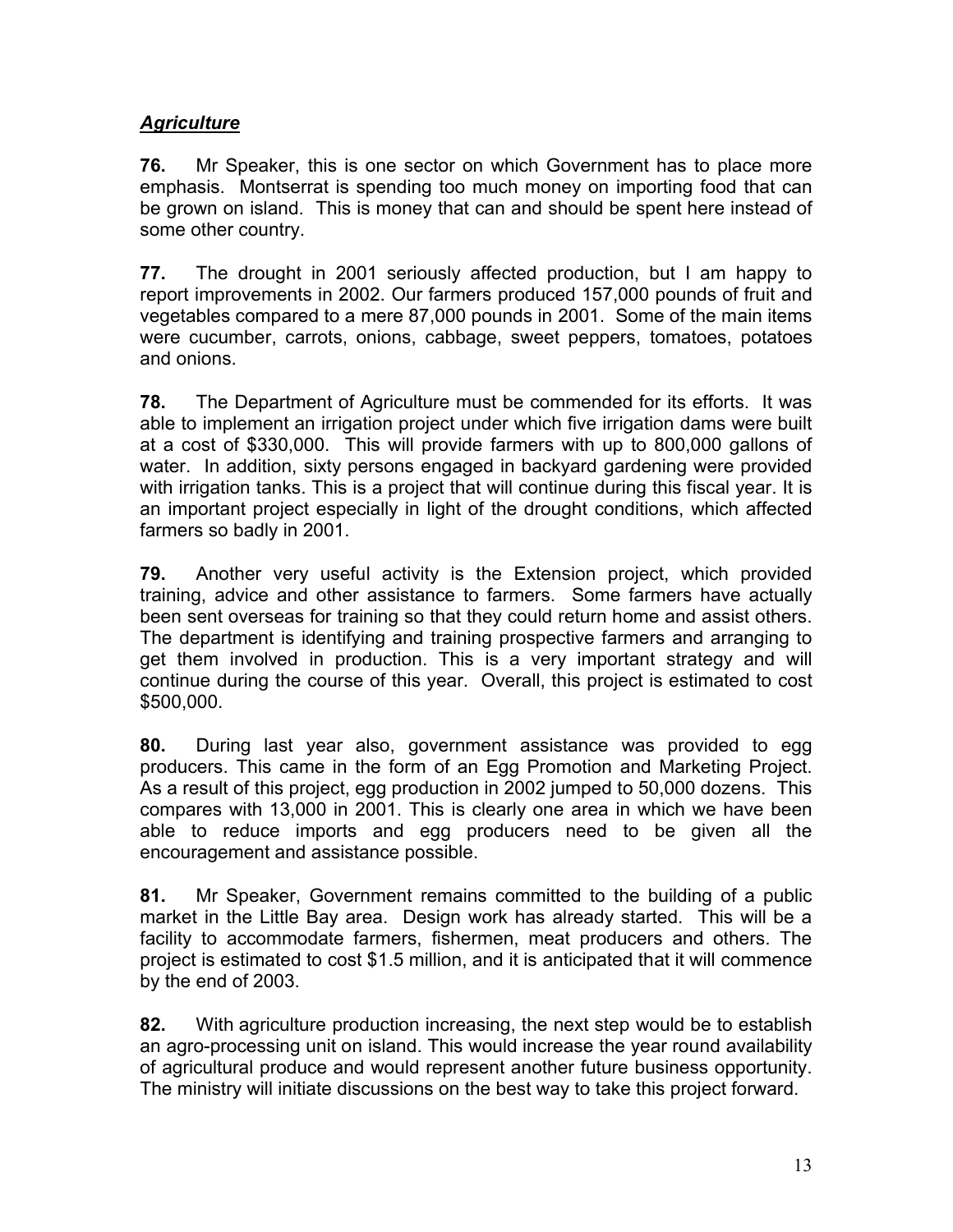***Agriculture***

**76.** Mr Speaker, this is one sector on which Government has to place more emphasis. Montserrat is spending too much money on importing food that can be grown on island. This is money that can and should be spent here instead of some other country.

**77.** The drought in 2001 seriously affected production, but I am happy to report improvements in 2002. Our farmers produced 157,000 pounds of fruit and vegetables compared to a mere 87,000 pounds in 2001. Some of the main items were cucumber, carrots, onions, cabbage, sweet peppers, tomatoes, potatoes and onions.

**78.** The Department of Agriculture must be commended for its efforts. It was able to implement an irrigation project under which five irrigation dams were built at a cost of $330,000. This will provide farmers with up to 800,000 gallons of water. In addition, sixty persons engaged in backyard gardening were provided with irrigation tanks. This is a project that will continue during this fiscal year. It is an important project especially in light of the drought conditions, which affected farmers so badly in 2001.

**79.** Another very useful activity is the Extension project, which provided training, advice and other assistance to farmers. Some farmers have actually been sent overseas for training so that they could return home and assist others. The department is identifying and training prospective farmers and arranging to get them involved in production. This is a very important strategy and will continue during the course of this year. Overall, this project is estimated to cost $500,000.

**80.** During last year also, government assistance was provided to egg producers. This came in the form of an Egg Promotion and Marketing Project. As a result of this project, egg production in 2002 jumped to 50,000 dozens. This compares with 13,000 in 2001. This is clearly one area in which we have been able to reduce imports and egg producers need to be given all the encouragement and assistance possible.

**81.** Mr Speaker, Government remains committed to the building of a public market in the Little Bay area. Design work has already started. This will be a facility to accommodate farmers, fishermen, meat producers and others. The project is estimated to cost $1.5 million, and it is anticipated that it will commence by the end of 2003.

**82.** With agriculture production increasing, the next step would be to establish an agro-processing unit on island. This would increase the year round availability of agricultural produce and would represent another future business opportunity. The ministry will initiate discussions on the best way to take this project forward.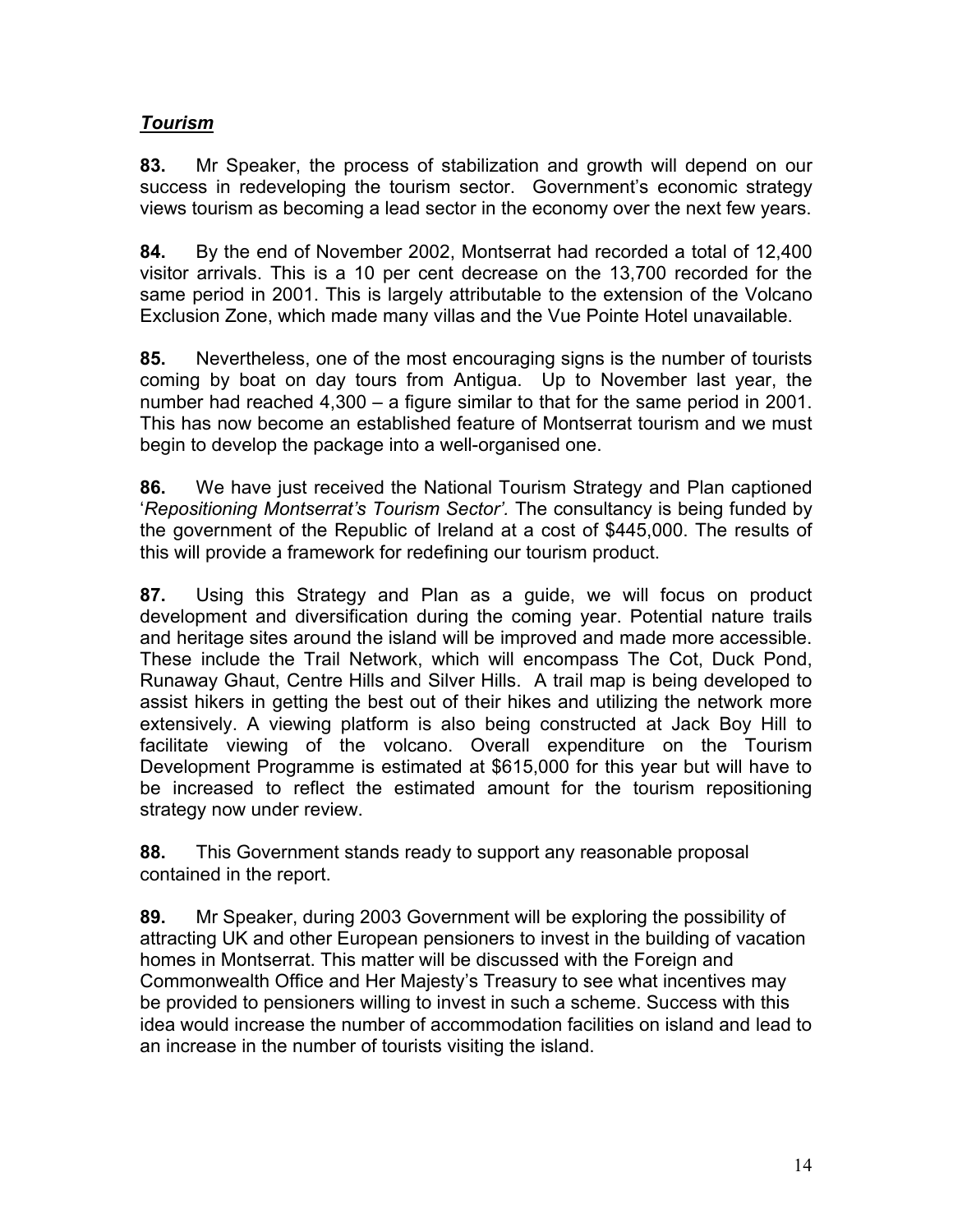## ***Tourism***

**83.** Mr Speaker, the process of stabilization and growth will depend on our success in redeveloping the tourism sector. Government's economic strategy views tourism as becoming a lead sector in the economy over the next few years.

**84.** By the end of November 2002, Montserrat had recorded a total of 12,400 visitor arrivals. This is a 10 per cent decrease on the 13,700 recorded for the same period in 2001. This is largely attributable to the extension of the Volcano Exclusion Zone, which made many villas and the Vue Pointe Hotel unavailable.

**85.** Nevertheless, one of the most encouraging signs is the number of tourists coming by boat on day tours from Antigua. Up to November last year, the number had reached 4,300 – a figure similar to that for the same period in 2001. This has now become an established feature of Montserrat tourism and we must begin to develop the package into a well-organised one.

**86.** We have just received the National Tourism Strategy and Plan captioned '*Repositioning Montserrat's Tourism Sector'.* The consultancy is being funded by the government of the Republic of Ireland at a cost of $445,000. The results of this will provide a framework for redefining our tourism product.

**87.** Using this Strategy and Plan as a guide, we will focus on product development and diversification during the coming year. Potential nature trails and heritage sites around the island will be improved and made more accessible. These include the Trail Network, which will encompass The Cot, Duck Pond, Runaway Ghaut, Centre Hills and Silver Hills. A trail map is being developed to assist hikers in getting the best out of their hikes and utilizing the network more extensively. A viewing platform is also being constructed at Jack Boy Hill to facilitate viewing of the volcano. Overall expenditure on the Tourism Development Programme is estimated at $615,000 for this year but will have to be increased to reflect the estimated amount for the tourism repositioning strategy now under review.

**88.** This Government stands ready to support any reasonable proposal contained in the report.

**89.** Mr Speaker, during 2003 Government will be exploring the possibility of attracting UK and other European pensioners to invest in the building of vacation homes in Montserrat. This matter will be discussed with the Foreign and Commonwealth Office and Her Majesty's Treasury to see what incentives may be provided to pensioners willing to invest in such a scheme. Success with this idea would increase the number of accommodation facilities on island and lead to an increase in the number of tourists visiting the island.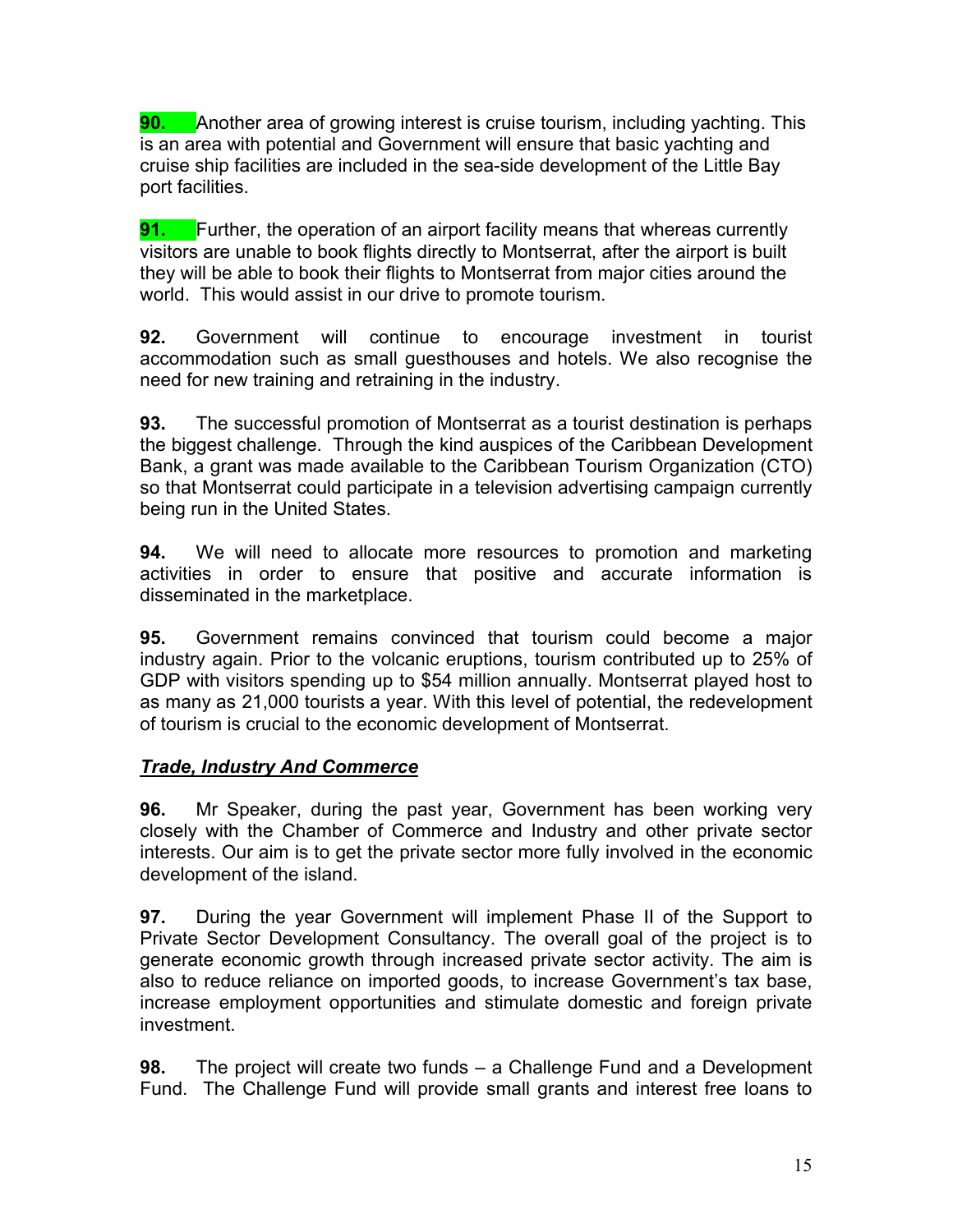**90.** Another area of growing interest is cruise tourism, including yachting. This is an area with potential and Government will ensure that basic yachting and cruise ship facilities are included in the sea-side development of the Little Bay port facilities.

**91.** Further, the operation of an airport facility means that whereas currently visitors are unable to book flights directly to Montserrat, after the airport is built they will be able to book their flights to Montserrat from major cities around the world. This would assist in our drive to promote tourism.

**92.** Government will continue to encourage investment in tourist accommodation such as small guesthouses and hotels. We also recognise the need for new training and retraining in the industry.

**93.** The successful promotion of Montserrat as a tourist destination is perhaps the biggest challenge. Through the kind auspices of the Caribbean Development Bank, a grant was made available to the Caribbean Tourism Organization (CTO) so that Montserrat could participate in a television advertising campaign currently being run in the United States.

**94.** We will need to allocate more resources to promotion and marketing activities in order to ensure that positive and accurate information is disseminated in the marketplace.

**95.** Government remains convinced that tourism could become a major industry again. Prior to the volcanic eruptions, tourism contributed up to 25% of GDP with visitors spending up to $54 million annually. Montserrat played host to as many as 21,000 tourists a year. With this level of potential, the redevelopment of tourism is crucial to the economic development of Montserrat.

## ***Trade, Industry And Commerce***

**96.** Mr Speaker, during the past year, Government has been working very closely with the Chamber of Commerce and Industry and other private sector interests. Our aim is to get the private sector more fully involved in the economic development of the island.

**97.** During the year Government will implement Phase II of the Support to Private Sector Development Consultancy. The overall goal of the project is to generate economic growth through increased private sector activity. The aim is also to reduce reliance on imported goods, to increase Government's tax base, increase employment opportunities and stimulate domestic and foreign private investment.

**98.** The project will create two funds – a Challenge Fund and a Development Fund. The Challenge Fund will provide small grants and interest free loans to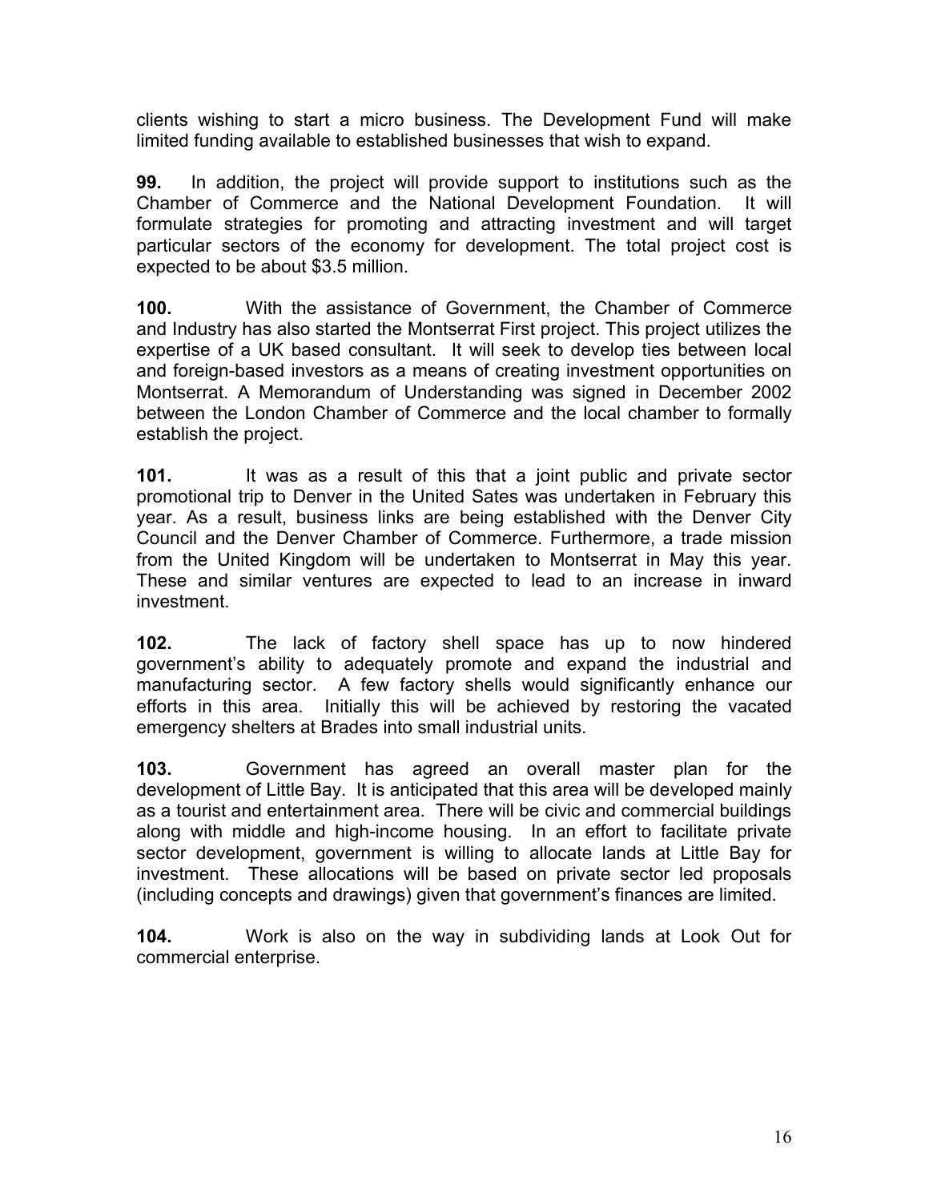clients wishing to start a micro business. The Development Fund will make limited funding available to established businesses that wish to expand.

**99.** In addition, the project will provide support to institutions such as the Chamber of Commerce and the National Development Foundation. It will formulate strategies for promoting and attracting investment and will target particular sectors of the economy for development. The total project cost is expected to be about $3.5 million.

**100.** With the assistance of Government, the Chamber of Commerce and Industry has also started the Montserrat First project. This project utilizes the expertise of a UK based consultant. It will seek to develop ties between local and foreign-based investors as a means of creating investment opportunities on Montserrat. A Memorandum of Understanding was signed in December 2002 between the London Chamber of Commerce and the local chamber to formally establish the project.

**101.** It was as a result of this that a joint public and private sector promotional trip to Denver in the United Sates was undertaken in February this year. As a result, business links are being established with the Denver City Council and the Denver Chamber of Commerce. Furthermore, a trade mission from the United Kingdom will be undertaken to Montserrat in May this year. These and similar ventures are expected to lead to an increase in inward investment.

**102.** The lack of factory shell space has up to now hindered government's ability to adequately promote and expand the industrial and manufacturing sector. A few factory shells would significantly enhance our efforts in this area. Initially this will be achieved by restoring the vacated emergency shelters at Brades into small industrial units.

**103.** Government has agreed an overall master plan for the development of Little Bay. It is anticipated that this area will be developed mainly as a tourist and entertainment area. There will be civic and commercial buildings along with middle and high-income housing. In an effort to facilitate private sector development, government is willing to allocate lands at Little Bay for investment. These allocations will be based on private sector led proposals (including concepts and drawings) given that government's finances are limited.

**104.** Work is also on the way in subdividing lands at Look Out for commercial enterprise.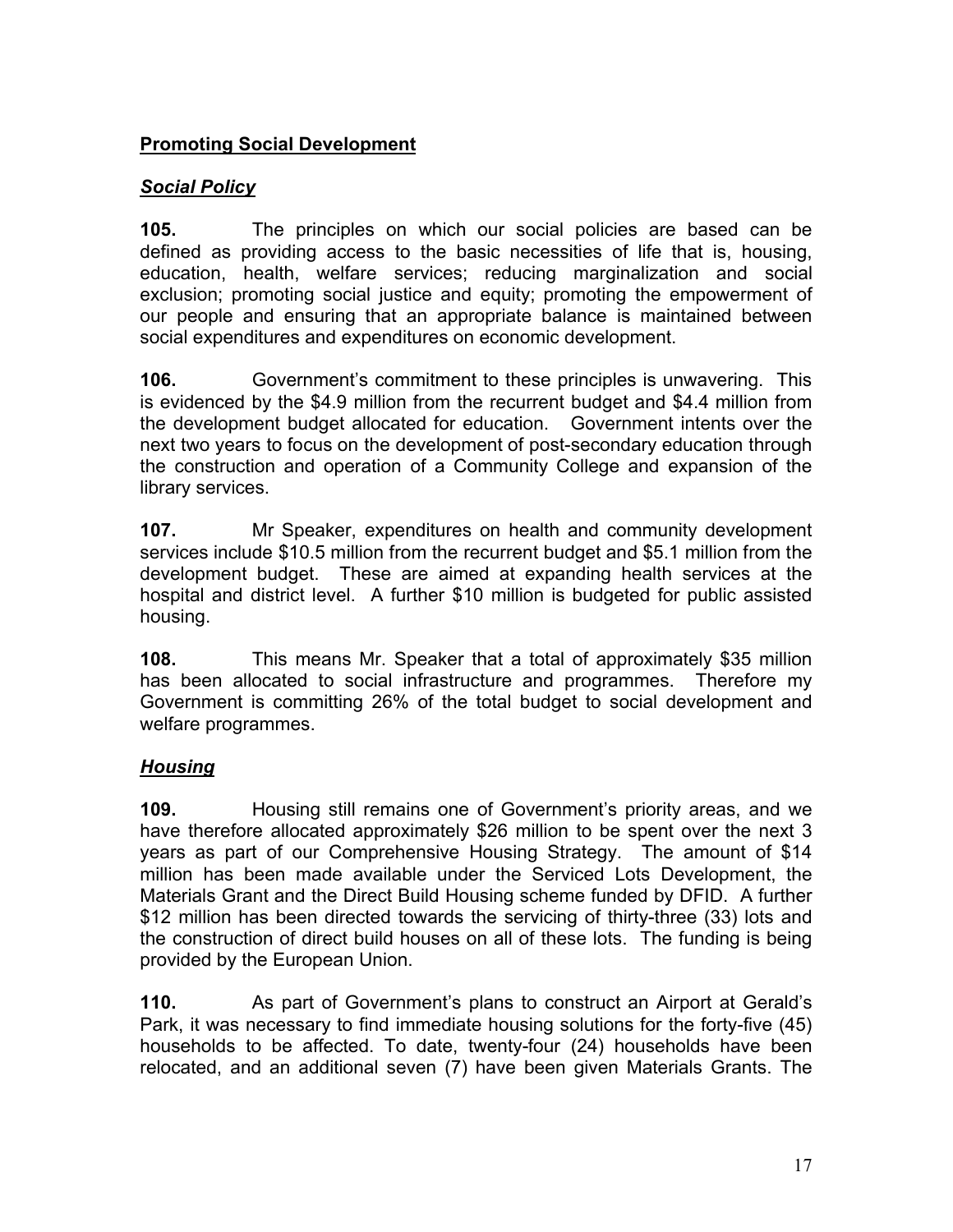## Promoting Social Development

### *Social Policy*

**105.** The principles on which our social policies are based can be defined as providing access to the basic necessities of life that is, housing, education, health, welfare services; reducing marginalization and social exclusion; promoting social justice and equity; promoting the empowerment of our people and ensuring that an appropriate balance is maintained between social expenditures and expenditures on economic development.

**106.** Government's commitment to these principles is unwavering. This is evidenced by the $4.9 million from the recurrent budget and $4.4 million from the development budget allocated for education. Government intents over the next two years to focus on the development of post-secondary education through the construction and operation of a Community College and expansion of the library services.

**107.** Mr Speaker, expenditures on health and community development services include $10.5 million from the recurrent budget and $5.1 million from the development budget. These are aimed at expanding health services at the hospital and district level. A further $10 million is budgeted for public assisted housing.

**108.** This means Mr. Speaker that a total of approximately $35 million has been allocated to social infrastructure and programmes. Therefore my Government is committing 26% of the total budget to social development and welfare programmes.

### *Housing*

**109.** Housing still remains one of Government's priority areas, and we have therefore allocated approximately $26 million to be spent over the next 3 years as part of our Comprehensive Housing Strategy. The amount of $14 million has been made available under the Serviced Lots Development, the Materials Grant and the Direct Build Housing scheme funded by DFID. A further $12 million has been directed towards the servicing of thirty-three (33) lots and the construction of direct build houses on all of these lots. The funding is being provided by the European Union.

**110.** As part of Government's plans to construct an Airport at Gerald's Park, it was necessary to find immediate housing solutions for the forty-five (45) households to be affected. To date, twenty-four (24) households have been relocated, and an additional seven (7) have been given Materials Grants. The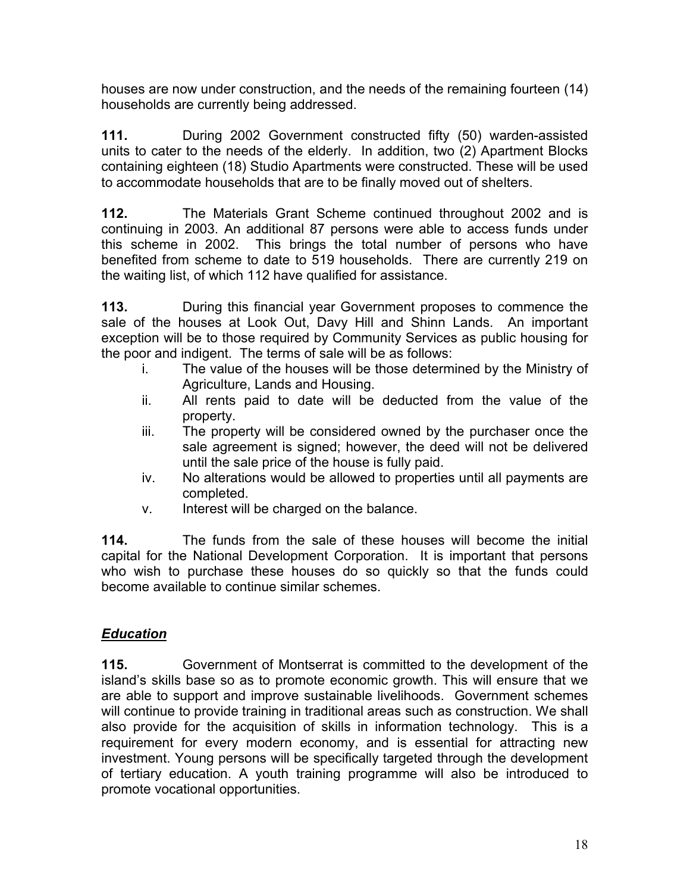houses are now under construction, and the needs of the remaining fourteen (14) households are currently being addressed.

**111.** During 2002 Government constructed fifty (50) warden-assisted units to cater to the needs of the elderly. In addition, two (2) Apartment Blocks containing eighteen (18) Studio Apartments were constructed. These will be used to accommodate households that are to be finally moved out of shelters.

**112.** The Materials Grant Scheme continued throughout 2002 and is continuing in 2003. An additional 87 persons were able to access funds under this scheme in 2002. This brings the total number of persons who have benefited from scheme to date to 519 households. There are currently 219 on the waiting list, of which 112 have qualified for assistance.

**113.** During this financial year Government proposes to commence the sale of the houses at Look Out, Davy Hill and Shinn Lands. An important exception will be to those required by Community Services as public housing for the poor and indigent. The terms of sale will be as follows:

i. The value of the houses will be those determined by the Ministry of Agriculture, Lands and Housing.
ii. All rents paid to date will be deducted from the value of the property.
iii. The property will be considered owned by the purchaser once the sale agreement is signed; however, the deed will not be delivered until the sale price of the house is fully paid.
iv. No alterations would be allowed to properties until all payments are completed.
v. Interest will be charged on the balance.

**114.** The funds from the sale of these houses will become the initial capital for the National Development Corporation. It is important that persons who wish to purchase these houses do so quickly so that the funds could become available to continue similar schemes.

## ***Education***

**115.** Government of Montserrat is committed to the development of the island's skills base so as to promote economic growth. This will ensure that we are able to support and improve sustainable livelihoods. Government schemes will continue to provide training in traditional areas such as construction. We shall also provide for the acquisition of skills in information technology. This is a requirement for every modern economy, and is essential for attracting new investment. Young persons will be specifically targeted through the development of tertiary education. A youth training programme will also be introduced to promote vocational opportunities.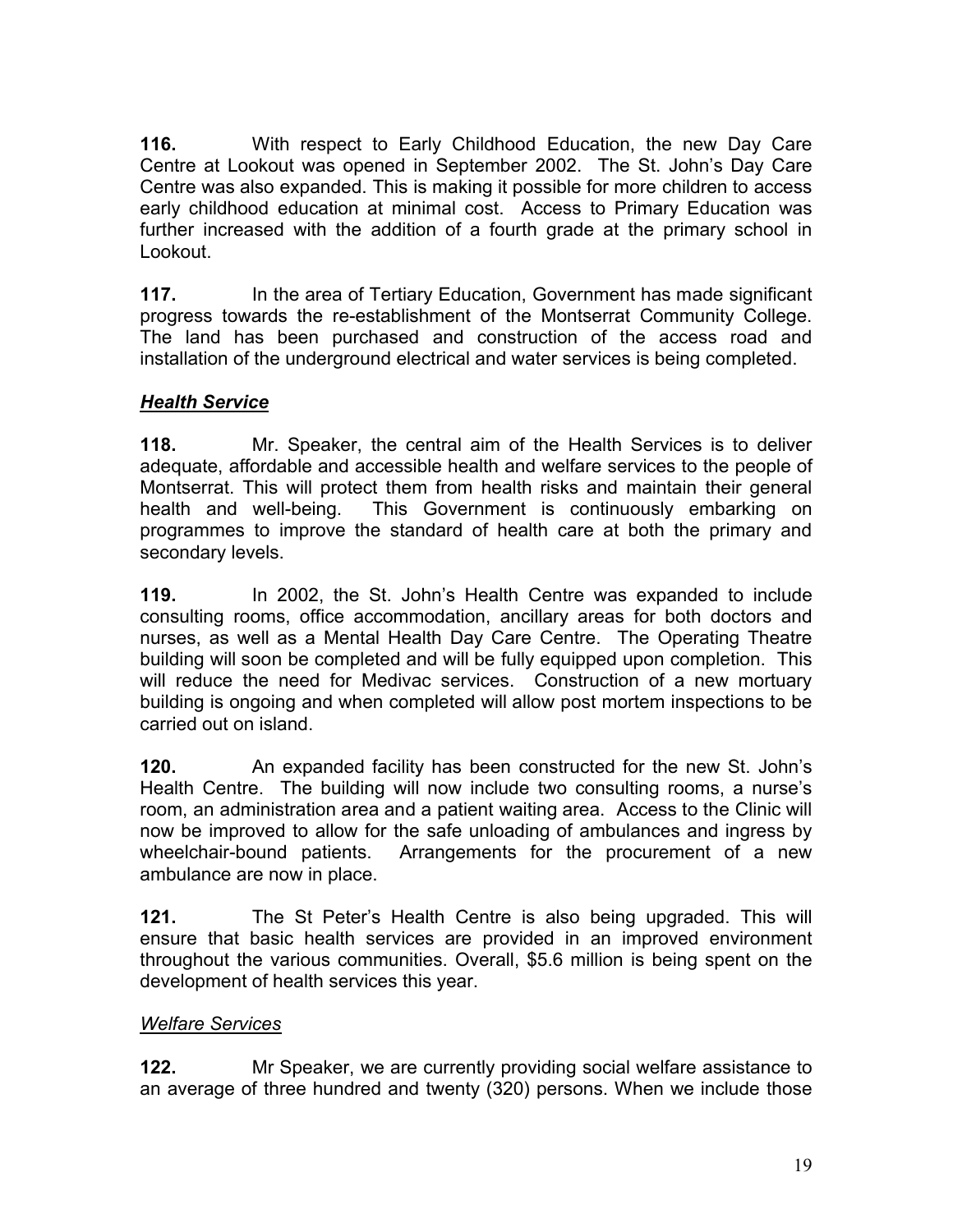**116.** With respect to Early Childhood Education, the new Day Care Centre at Lookout was opened in September 2002. The St. John's Day Care Centre was also expanded. This is making it possible for more children to access early childhood education at minimal cost. Access to Primary Education was further increased with the addition of a fourth grade at the primary school in Lookout.

**117.** In the area of Tertiary Education, Government has made significant progress towards the re-establishment of the Montserrat Community College. The land has been purchased and construction of the access road and installation of the underground electrical and water services is being completed.

***Health Service***

**118.** Mr. Speaker, the central aim of the Health Services is to deliver adequate, affordable and accessible health and welfare services to the people of Montserrat. This will protect them from health risks and maintain their general health and well-being. This Government is continuously embarking on programmes to improve the standard of health care at both the primary and secondary levels.

**119.** In 2002, the St. John's Health Centre was expanded to include consulting rooms, office accommodation, ancillary areas for both doctors and nurses, as well as a Mental Health Day Care Centre. The Operating Theatre building will soon be completed and will be fully equipped upon completion. This will reduce the need for Medivac services. Construction of a new mortuary building is ongoing and when completed will allow post mortem inspections to be carried out on island.

**120.** An expanded facility has been constructed for the new St. John's Health Centre. The building will now include two consulting rooms, a nurse's room, an administration area and a patient waiting area. Access to the Clinic will now be improved to allow for the safe unloading of ambulances and ingress by wheelchair-bound patients. Arrangements for the procurement of a new ambulance are now in place.

**121.** The St Peter's Health Centre is also being upgraded. This will ensure that basic health services are provided in an improved environment throughout the various communities. Overall, $5.6 million is being spent on the development of health services this year.

*Welfare Services*

**122.** Mr Speaker, we are currently providing social welfare assistance to an average of three hundred and twenty (320) persons. When we include those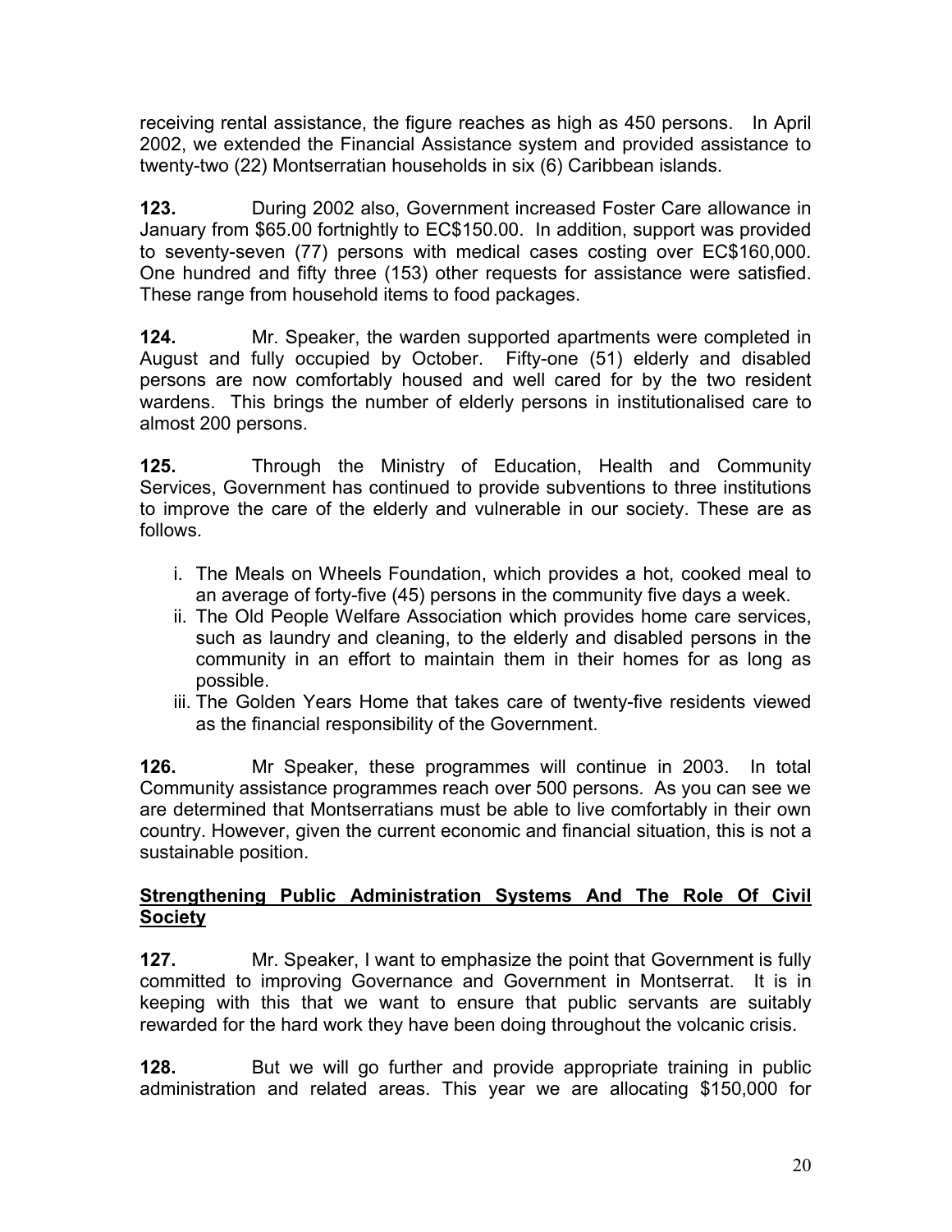receiving rental assistance, the figure reaches as high as 450 persons. In April 2002, we extended the Financial Assistance system and provided assistance to twenty-two (22) Montserratian households in six (6) Caribbean islands.

**123.** During 2002 also, Government increased Foster Care allowance in January from $65.00 fortnightly to EC$150.00. In addition, support was provided to seventy-seven (77) persons with medical cases costing over EC$160,000. One hundred and fifty three (153) other requests for assistance were satisfied. These range from household items to food packages.

**124.** Mr. Speaker, the warden supported apartments were completed in August and fully occupied by October. Fifty-one (51) elderly and disabled persons are now comfortably housed and well cared for by the two resident wardens. This brings the number of elderly persons in institutionalised care to almost 200 persons.

**125.** Through the Ministry of Education, Health and Community Services, Government has continued to provide subventions to three institutions to improve the care of the elderly and vulnerable in our society. These are as follows.

i. The Meals on Wheels Foundation, which provides a hot, cooked meal to an average of forty-five (45) persons in the community five days a week.
ii. The Old People Welfare Association which provides home care services, such as laundry and cleaning, to the elderly and disabled persons in the community in an effort to maintain them in their homes for as long as possible.
iii. The Golden Years Home that takes care of twenty-five residents viewed as the financial responsibility of the Government.

**126.** Mr Speaker, these programmes will continue in 2003. In total Community assistance programmes reach over 500 persons. As you can see we are determined that Montserratians must be able to live comfortably in their own country. However, given the current economic and financial situation, this is not a sustainable position.

## Strengthening Public Administration Systems And The Role Of Civil Society

**127.** Mr. Speaker, I want to emphasize the point that Government is fully committed to improving Governance and Government in Montserrat. It is in keeping with this that we want to ensure that public servants are suitably rewarded for the hard work they have been doing throughout the volcanic crisis.

**128.** But we will go further and provide appropriate training in public administration and related areas. This year we are allocating $150,000 for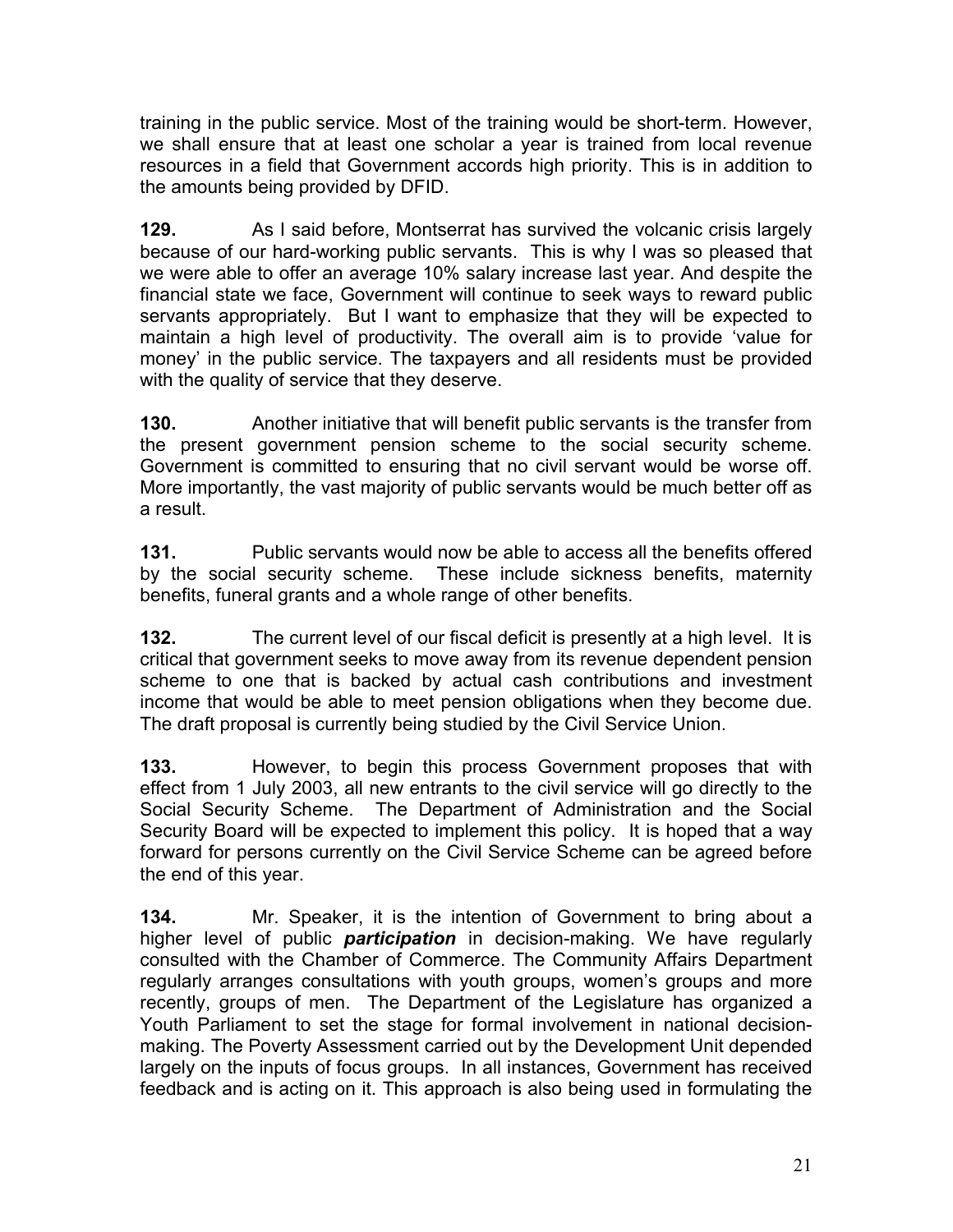training in the public service. Most of the training would be short-term. However, we shall ensure that at least one scholar a year is trained from local revenue resources in a field that Government accords high priority. This is in addition to the amounts being provided by DFID.

**129.** As I said before, Montserrat has survived the volcanic crisis largely because of our hard-working public servants. This is why I was so pleased that we were able to offer an average 10% salary increase last year. And despite the financial state we face, Government will continue to seek ways to reward public servants appropriately. But I want to emphasize that they will be expected to maintain a high level of productivity. The overall aim is to provide 'value for money' in the public service. The taxpayers and all residents must be provided with the quality of service that they deserve.

**130.** Another initiative that will benefit public servants is the transfer from the present government pension scheme to the social security scheme. Government is committed to ensuring that no civil servant would be worse off. More importantly, the vast majority of public servants would be much better off as a result.

**131.** Public servants would now be able to access all the benefits offered by the social security scheme. These include sickness benefits, maternity benefits, funeral grants and a whole range of other benefits.

**132.** The current level of our fiscal deficit is presently at a high level. It is critical that government seeks to move away from its revenue dependent pension scheme to one that is backed by actual cash contributions and investment income that would be able to meet pension obligations when they become due. The draft proposal is currently being studied by the Civil Service Union.

**133.** However, to begin this process Government proposes that with effect from 1 July 2003, all new entrants to the civil service will go directly to the Social Security Scheme. The Department of Administration and the Social Security Board will be expected to implement this policy. It is hoped that a way forward for persons currently on the Civil Service Scheme can be agreed before the end of this year.

**134.** Mr. Speaker, it is the intention of Government to bring about a higher level of public ***participation*** in decision-making. We have regularly consulted with the Chamber of Commerce. The Community Affairs Department regularly arranges consultations with youth groups, women's groups and more recently, groups of men. The Department of the Legislature has organized a Youth Parliament to set the stage for formal involvement in national decision-making. The Poverty Assessment carried out by the Development Unit depended largely on the inputs of focus groups. In all instances, Government has received feedback and is acting on it. This approach is also being used in formulating the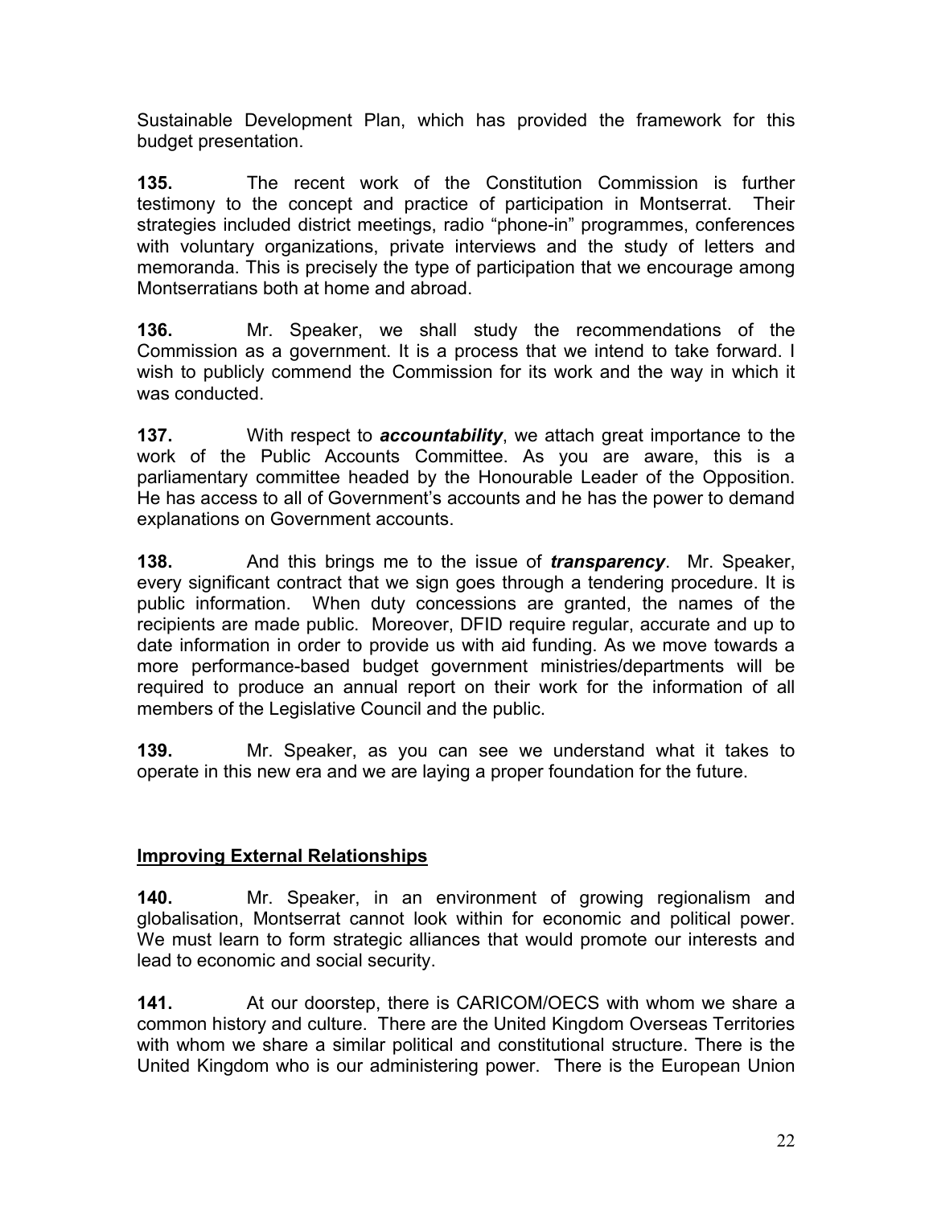Sustainable Development Plan, which has provided the framework for this budget presentation.

**135.** The recent work of the Constitution Commission is further testimony to the concept and practice of participation in Montserrat. Their strategies included district meetings, radio "phone-in" programmes, conferences with voluntary organizations, private interviews and the study of letters and memoranda. This is precisely the type of participation that we encourage among Montserratians both at home and abroad.

**136.** Mr. Speaker, we shall study the recommendations of the Commission as a government. It is a process that we intend to take forward. I wish to publicly commend the Commission for its work and the way in which it was conducted.

**137.** With respect to ***accountability***, we attach great importance to the work of the Public Accounts Committee. As you are aware, this is a parliamentary committee headed by the Honourable Leader of the Opposition. He has access to all of Government's accounts and he has the power to demand explanations on Government accounts.

**138.** And this brings me to the issue of ***transparency***. Mr. Speaker, every significant contract that we sign goes through a tendering procedure. It is public information. When duty concessions are granted, the names of the recipients are made public. Moreover, DFID require regular, accurate and up to date information in order to provide us with aid funding. As we move towards a more performance-based budget government ministries/departments will be required to produce an annual report on their work for the information of all members of the Legislative Council and the public.

**139.** Mr. Speaker, as you can see we understand what it takes to operate in this new era and we are laying a proper foundation for the future.

## Improving External Relationships

**140.** Mr. Speaker, in an environment of growing regionalism and globalisation, Montserrat cannot look within for economic and political power. We must learn to form strategic alliances that would promote our interests and lead to economic and social security.

**141.** At our doorstep, there is CARICOM/OECS with whom we share a common history and culture. There are the United Kingdom Overseas Territories with whom we share a similar political and constitutional structure. There is the United Kingdom who is our administering power. There is the European Union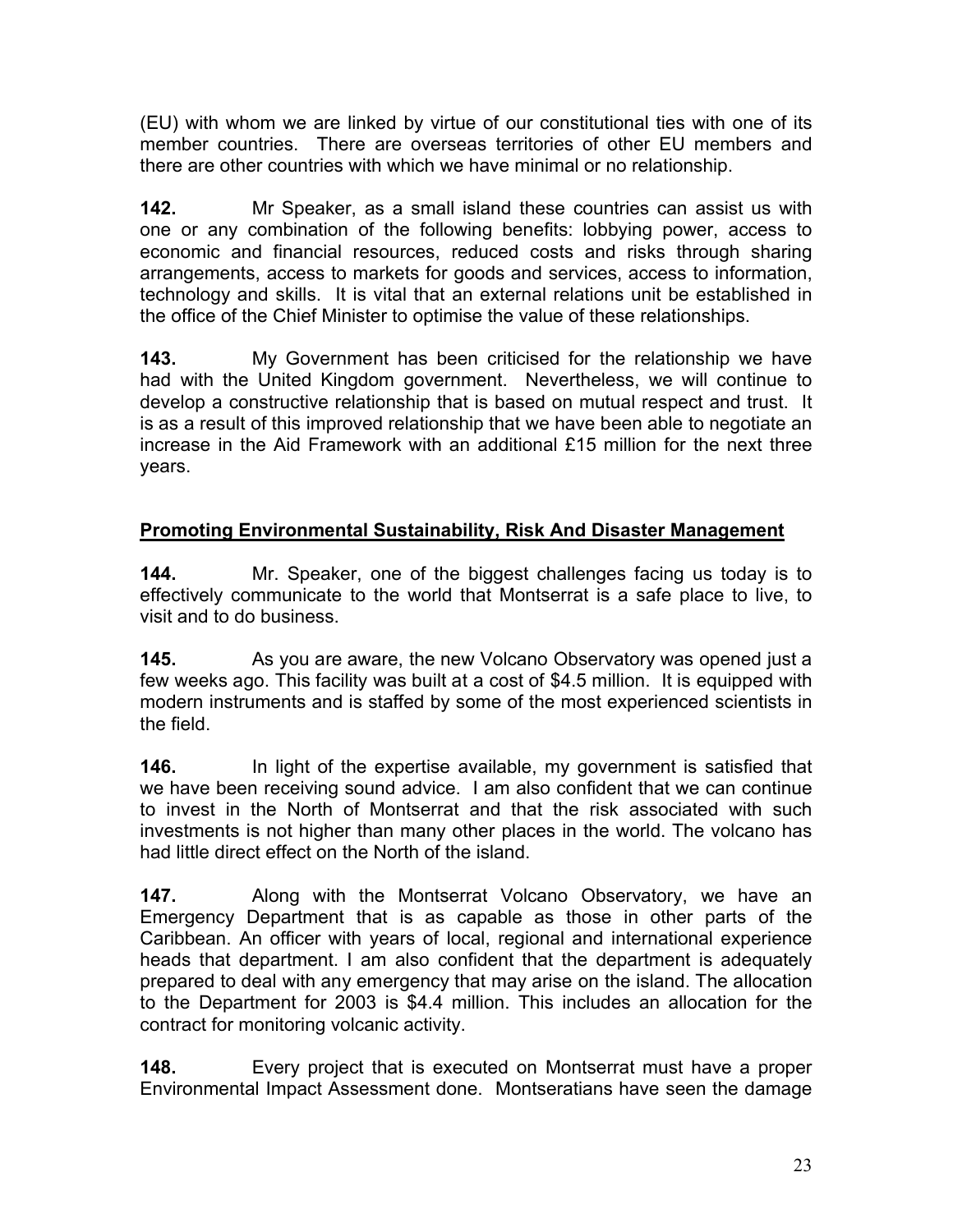(EU) with whom we are linked by virtue of our constitutional ties with one of its member countries. There are overseas territories of other EU members and there are other countries with which we have minimal or no relationship.

**142.** Mr Speaker, as a small island these countries can assist us with one or any combination of the following benefits: lobbying power, access to economic and financial resources, reduced costs and risks through sharing arrangements, access to markets for goods and services, access to information, technology and skills. It is vital that an external relations unit be established in the office of the Chief Minister to optimise the value of these relationships.

**143.** My Government has been criticised for the relationship we have had with the United Kingdom government. Nevertheless, we will continue to develop a constructive relationship that is based on mutual respect and trust. It is as a result of this improved relationship that we have been able to negotiate an increase in the Aid Framework with an additional £15 million for the next three years.

## **Promoting Environmental Sustainability, Risk And Disaster Management**

**144.** Mr. Speaker, one of the biggest challenges facing us today is to effectively communicate to the world that Montserrat is a safe place to live, to visit and to do business.

**145.** As you are aware, the new Volcano Observatory was opened just a few weeks ago. This facility was built at a cost of $4.5 million. It is equipped with modern instruments and is staffed by some of the most experienced scientists in the field.

**146.** In light of the expertise available, my government is satisfied that we have been receiving sound advice. I am also confident that we can continue to invest in the North of Montserrat and that the risk associated with such investments is not higher than many other places in the world. The volcano has had little direct effect on the North of the island.

**147.** Along with the Montserrat Volcano Observatory, we have an Emergency Department that is as capable as those in other parts of the Caribbean. An officer with years of local, regional and international experience heads that department. I am also confident that the department is adequately prepared to deal with any emergency that may arise on the island. The allocation to the Department for 2003 is $4.4 million. This includes an allocation for the contract for monitoring volcanic activity.

**148.** Every project that is executed on Montserrat must have a proper Environmental Impact Assessment done. Montseratians have seen the damage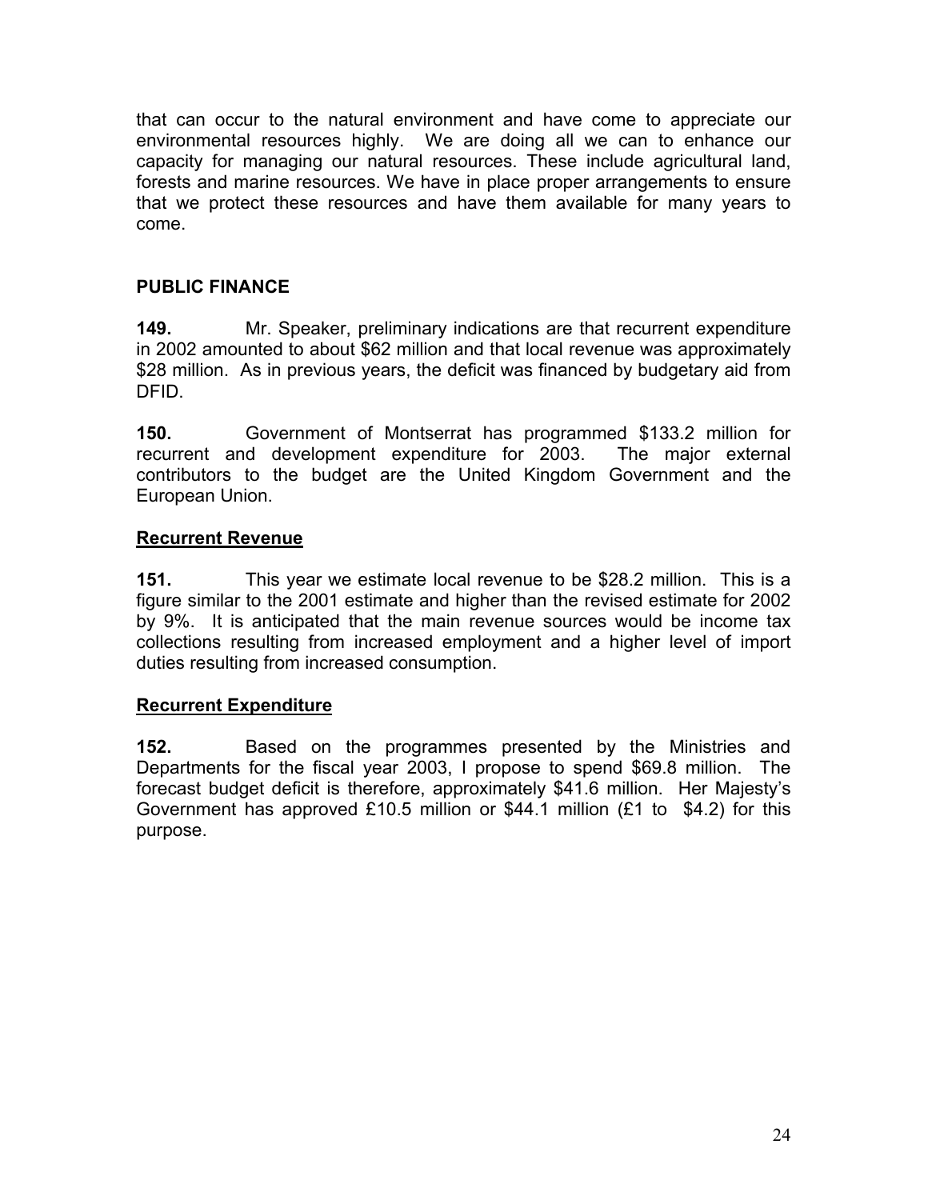that can occur to the natural environment and have come to appreciate our environmental resources highly. We are doing all we can to enhance our capacity for managing our natural resources. These include agricultural land, forests and marine resources. We have in place proper arrangements to ensure that we protect these resources and have them available for many years to come.

## PUBLIC FINANCE

**149.** Mr. Speaker, preliminary indications are that recurrent expenditure in 2002 amounted to about $62 million and that local revenue was approximately $28 million. As in previous years, the deficit was financed by budgetary aid from DFID.

**150.** Government of Montserrat has programmed $133.2 million for recurrent and development expenditure for 2003. The major external contributors to the budget are the United Kingdom Government and the European Union.

### Recurrent Revenue

**151.** This year we estimate local revenue to be $28.2 million. This is a figure similar to the 2001 estimate and higher than the revised estimate for 2002 by 9%. It is anticipated that the main revenue sources would be income tax collections resulting from increased employment and a higher level of import duties resulting from increased consumption.

### Recurrent Expenditure

**152.** Based on the programmes presented by the Ministries and Departments for the fiscal year 2003, I propose to spend $69.8 million. The forecast budget deficit is therefore, approximately $41.6 million. Her Majesty's Government has approved £10.5 million or $44.1 million (£1 to $4.2) for this purpose.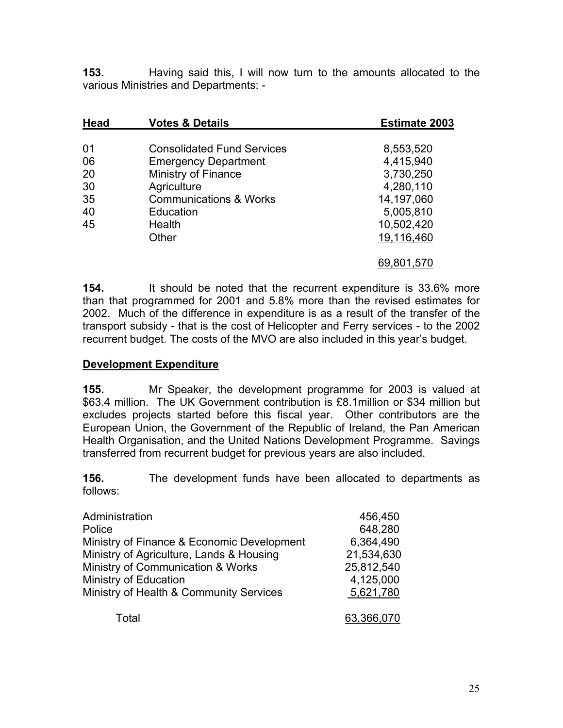**153.** Having said this, I will now turn to the amounts allocated to the various Ministries and Departments: -

| Head | Votes & Details | Estimate 2003 |
|---|---|---|
| 01 | Consolidated Fund Services | 8,553,520 |
| 06 | Emergency Department | 4,415,940 |
| 20 | Ministry of Finance | 3,730,250 |
| 30 | Agriculture | 4,280,110 |
| 35 | Communications & Works | 14,197,060 |
| 40 | Education | 5,005,810 |
| 45 | Health | 10,502,420 |
| | Other | 19,116,460 |
| | | 69,801,570 |

**154.** It should be noted that the recurrent expenditure is 33.6% more than that programmed for 2001 and 5.8% more than the revised estimates for 2002. Much of the difference in expenditure is as a result of the transfer of the transport subsidy - that is the cost of Helicopter and Ferry services - to the 2002 recurrent budget. The costs of the MVO are also included in this year's budget.

**Development Expenditure**

**155.** Mr Speaker, the development programme for 2003 is valued at $63.4 million. The UK Government contribution is £8.1million or $34 million but excludes projects started before this fiscal year. Other contributors are the European Union, the Government of the Republic of Ireland, the Pan American Health Organisation, and the United Nations Development Programme. Savings transferred from recurrent budget for previous years are also included.

**156.** The development funds have been allocated to departments as follows:

| Department | Amount |
|---|---|
| Administration | 456,450 |
| Police | 648,280 |
| Ministry of Finance & Economic Development | 6,364,490 |
| Ministry of Agriculture, Lands & Housing | 21,534,630 |
| Ministry of Communication & Works | 25,812,540 |
| Ministry of Education | 4,125,000 |
| Ministry of Health & Community Services | 5,621,780 |
| Total | 63,366,070 |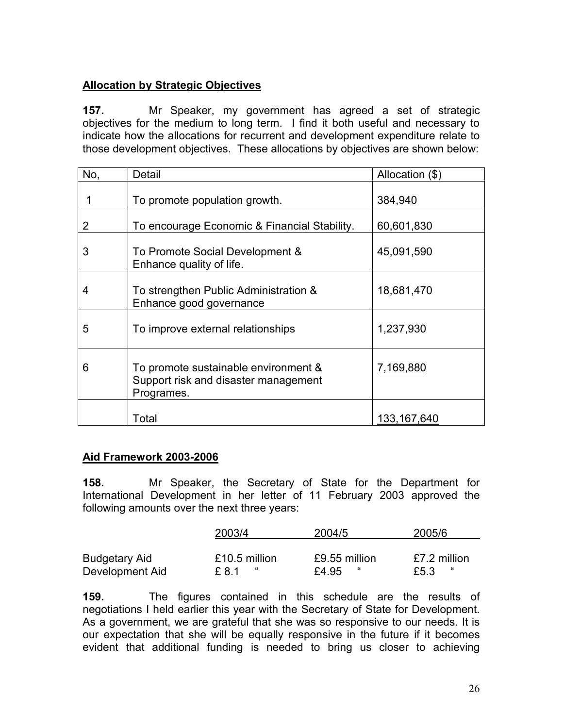**Allocation by Strategic Objectives**

**157.** Mr Speaker, my government has agreed a set of strategic objectives for the medium to long term. I find it both useful and necessary to indicate how the allocations for recurrent and development expenditure relate to those development objectives. These allocations by objectives are shown below:

| No, | Detail | Allocation ($) |
|---|---|---|
| 1 | To promote population growth. | 384,940 |
| 2 | To encourage Economic & Financial Stability. | 60,601,830 |
| 3 | To Promote Social Development & Enhance quality of life. | 45,091,590 |
| 4 | To strengthen Public Administration & Enhance good governance | 18,681,470 |
| 5 | To improve external relationships | 1,237,930 |
| 6 | To promote sustainable environment & Support risk and disaster management Programes. | 7,169,880 |
| | Total | 133,167,640 |

**Aid Framework 2003-2006**

**158.** Mr Speaker, the Secretary of State for the Department for International Development in her letter of 11 February 2003 approved the following amounts over the next three years:

| | 2003/4 | 2004/5 | 2005/6 |
|---|---|---|---|
| Budgetary Aid | £10.5 million | £9.55 million | £7.2 million |
| Development Aid | £ 8.1 " | £4.95 " | £5.3 " |

**159.** The figures contained in this schedule are the results of negotiations I held earlier this year with the Secretary of State for Development. As a government, we are grateful that she was so responsive to our needs. It is our expectation that she will be equally responsive in the future if it becomes evident that additional funding is needed to bring us closer to achieving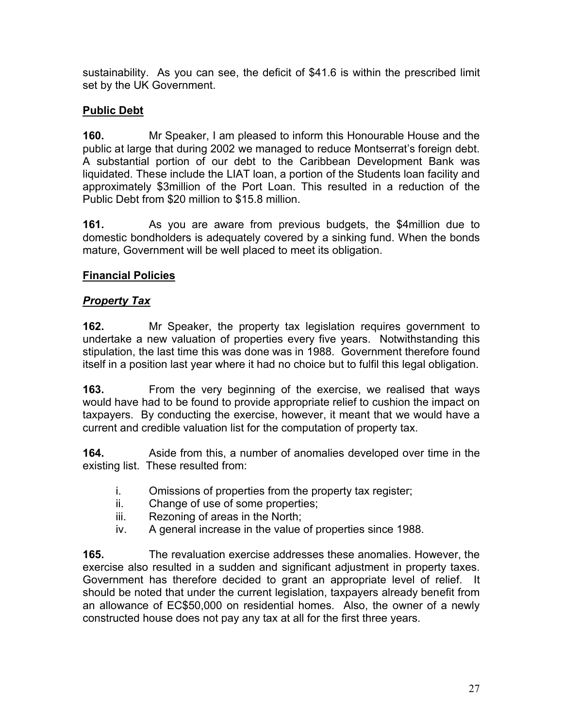sustainability. As you can see, the deficit of $41.6 is within the prescribed limit set by the UK Government.

## Public Debt

**160.** Mr Speaker, I am pleased to inform this Honourable House and the public at large that during 2002 we managed to reduce Montserrat's foreign debt. A substantial portion of our debt to the Caribbean Development Bank was liquidated. These include the LIAT loan, a portion of the Students loan facility and approximately $3million of the Port Loan. This resulted in a reduction of the Public Debt from $20 million to $15.8 million.

**161.** As you are aware from previous budgets, the $4million due to domestic bondholders is adequately covered by a sinking fund. When the bonds mature, Government will be well placed to meet its obligation.

## Financial Policies

### *Property Tax*

**162.** Mr Speaker, the property tax legislation requires government to undertake a new valuation of properties every five years. Notwithstanding this stipulation, the last time this was done was in 1988. Government therefore found itself in a position last year where it had no choice but to fulfil this legal obligation.

**163.** From the very beginning of the exercise, we realised that ways would have had to be found to provide appropriate relief to cushion the impact on taxpayers. By conducting the exercise, however, it meant that we would have a current and credible valuation list for the computation of property tax.

**164.** Aside from this, a number of anomalies developed over time in the existing list. These resulted from:

i. Omissions of properties from the property tax register;
ii. Change of use of some properties;
iii. Rezoning of areas in the North;
iv. A general increase in the value of properties since 1988.

**165.** The revaluation exercise addresses these anomalies. However, the exercise also resulted in a sudden and significant adjustment in property taxes. Government has therefore decided to grant an appropriate level of relief. It should be noted that under the current legislation, taxpayers already benefit from an allowance of EC$50,000 on residential homes. Also, the owner of a newly constructed house does not pay any tax at all for the first three years.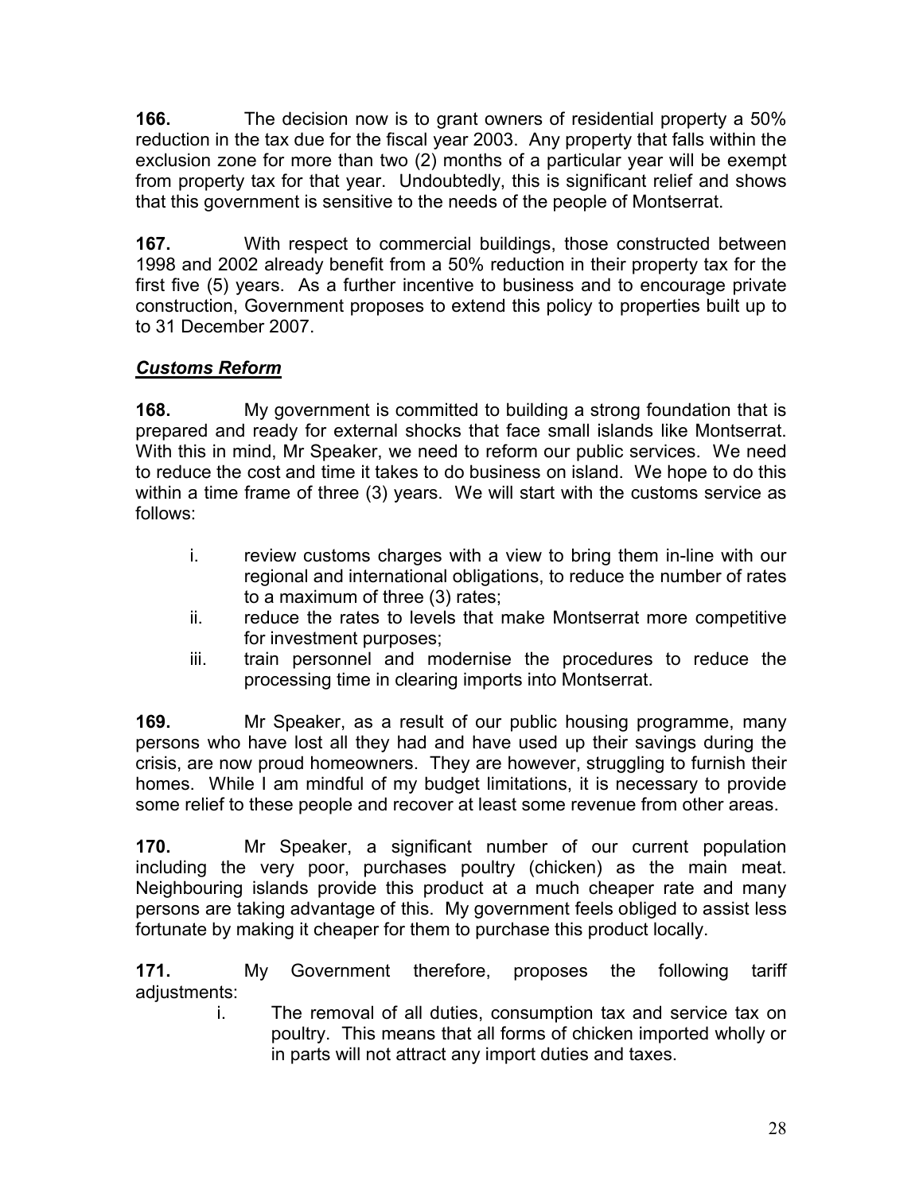**166.** The decision now is to grant owners of residential property a 50% reduction in the tax due for the fiscal year 2003. Any property that falls within the exclusion zone for more than two (2) months of a particular year will be exempt from property tax for that year. Undoubtedly, this is significant relief and shows that this government is sensitive to the needs of the people of Montserrat.

**167.** With respect to commercial buildings, those constructed between 1998 and 2002 already benefit from a 50% reduction in their property tax for the first five (5) years. As a further incentive to business and to encourage private construction, Government proposes to extend this policy to properties built up to to 31 December 2007.

***Customs Reform***

**168.** My government is committed to building a strong foundation that is prepared and ready for external shocks that face small islands like Montserrat. With this in mind, Mr Speaker, we need to reform our public services. We need to reduce the cost and time it takes to do business on island. We hope to do this within a time frame of three (3) years. We will start with the customs service as follows:

i. review customs charges with a view to bring them in-line with our regional and international obligations, to reduce the number of rates to a maximum of three (3) rates;
ii. reduce the rates to levels that make Montserrat more competitive for investment purposes;
iii. train personnel and modernise the procedures to reduce the processing time in clearing imports into Montserrat.

**169.** Mr Speaker, as a result of our public housing programme, many persons who have lost all they had and have used up their savings during the crisis, are now proud homeowners. They are however, struggling to furnish their homes. While I am mindful of my budget limitations, it is necessary to provide some relief to these people and recover at least some revenue from other areas.

**170.** Mr Speaker, a significant number of our current population including the very poor, purchases poultry (chicken) as the main meat. Neighbouring islands provide this product at a much cheaper rate and many persons are taking advantage of this. My government feels obliged to assist less fortunate by making it cheaper for them to purchase this product locally.

**171.** My Government therefore, proposes the following tariff adjustments:

i. The removal of all duties, consumption tax and service tax on poultry. This means that all forms of chicken imported wholly or in parts will not attract any import duties and taxes.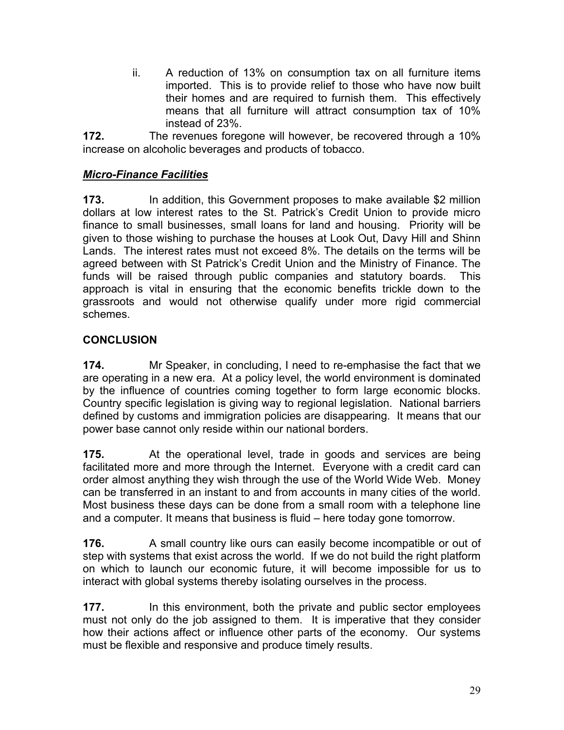ii. A reduction of 13% on consumption tax on all furniture items imported. This is to provide relief to those who have now built their homes and are required to furnish them. This effectively means that all furniture will attract consumption tax of 10% instead of 23%.

**172.** The revenues foregone will however, be recovered through a 10% increase on alcoholic beverages and products of tobacco.

***Micro-Finance Facilities***

**173.** In addition, this Government proposes to make available $2 million dollars at low interest rates to the St. Patrick's Credit Union to provide micro finance to small businesses, small loans for land and housing. Priority will be given to those wishing to purchase the houses at Look Out, Davy Hill and Shinn Lands. The interest rates must not exceed 8%. The details on the terms will be agreed between with St Patrick's Credit Union and the Ministry of Finance. The funds will be raised through public companies and statutory boards. This approach is vital in ensuring that the economic benefits trickle down to the grassroots and would not otherwise qualify under more rigid commercial schemes.

**CONCLUSION**

**174.** Mr Speaker, in concluding, I need to re-emphasise the fact that we are operating in a new era. At a policy level, the world environment is dominated by the influence of countries coming together to form large economic blocks. Country specific legislation is giving way to regional legislation. National barriers defined by customs and immigration policies are disappearing. It means that our power base cannot only reside within our national borders.

**175.** At the operational level, trade in goods and services are being facilitated more and more through the Internet. Everyone with a credit card can order almost anything they wish through the use of the World Wide Web. Money can be transferred in an instant to and from accounts in many cities of the world. Most business these days can be done from a small room with a telephone line and a computer. It means that business is fluid – here today gone tomorrow.

**176.** A small country like ours can easily become incompatible or out of step with systems that exist across the world. If we do not build the right platform on which to launch our economic future, it will become impossible for us to interact with global systems thereby isolating ourselves in the process.

**177.** In this environment, both the private and public sector employees must not only do the job assigned to them. It is imperative that they consider how their actions affect or influence other parts of the economy. Our systems must be flexible and responsive and produce timely results.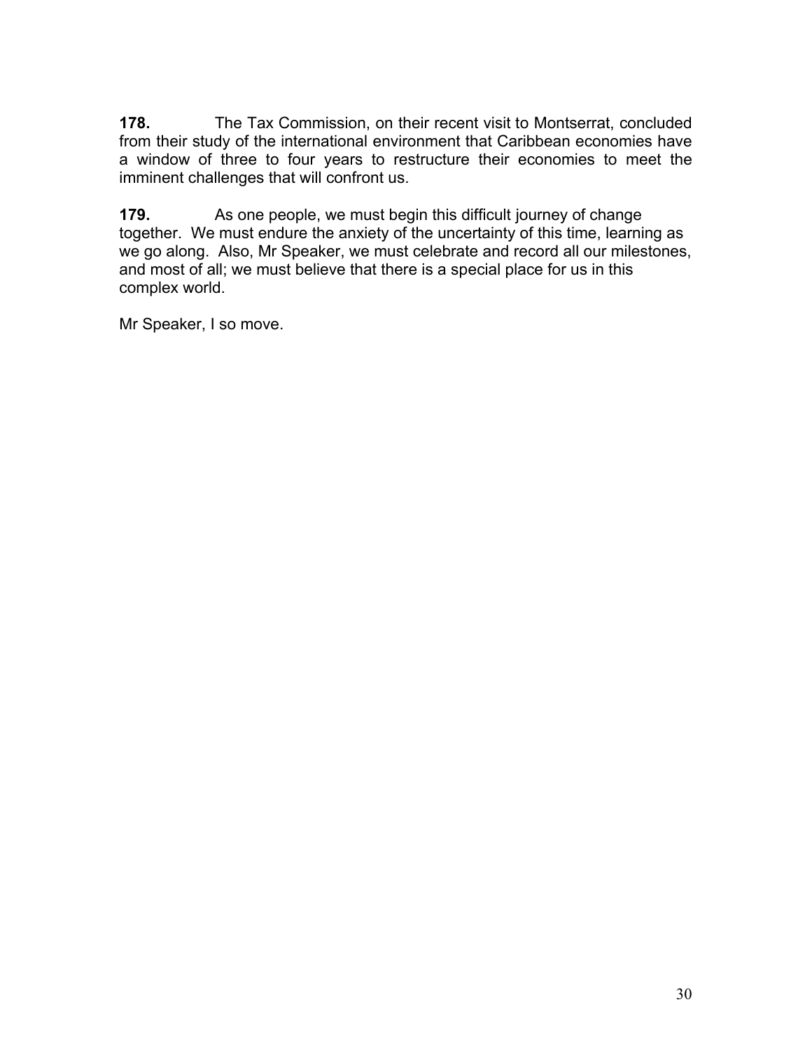**178.** The Tax Commission, on their recent visit to Montserrat, concluded from their study of the international environment that Caribbean economies have a window of three to four years to restructure their economies to meet the imminent challenges that will confront us.

**179.** As one people, we must begin this difficult journey of change together. We must endure the anxiety of the uncertainty of this time, learning as we go along. Also, Mr Speaker, we must celebrate and record all our milestones, and most of all; we must believe that there is a special place for us in this complex world.

Mr Speaker, I so move.